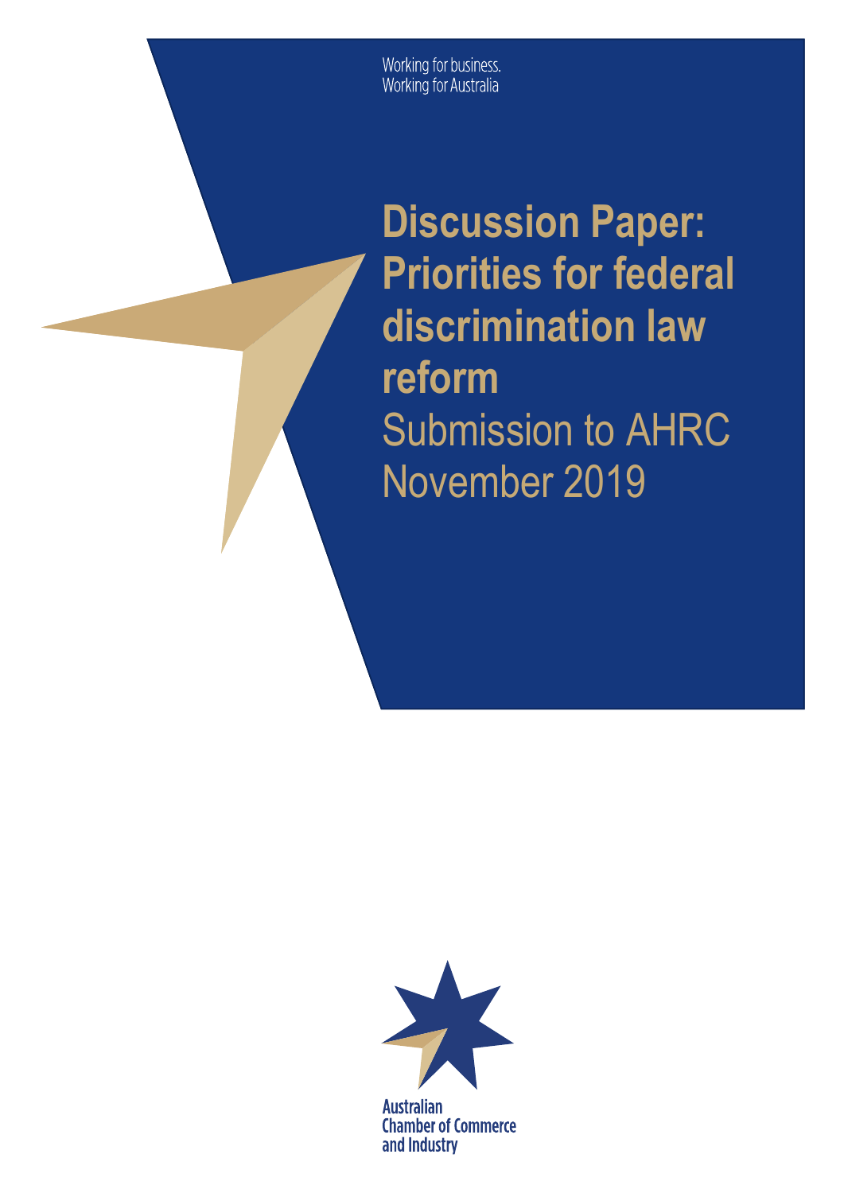Working for business.
Working for Australia

# Discussion Paper: Priorities for federal discrimination law reform

Submission to AHRC
November 2019

Australian Chamber of Commerce and Industry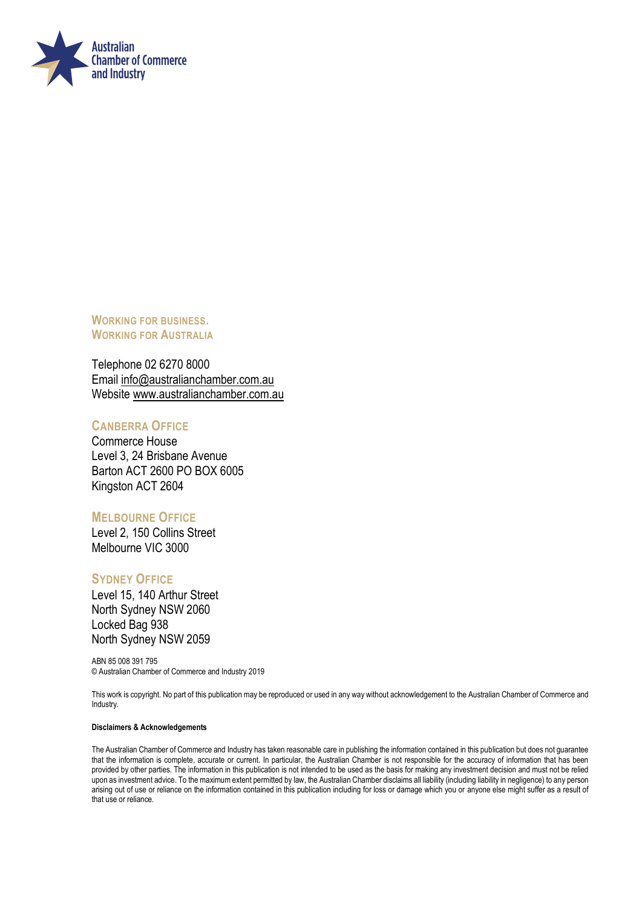Australian Chamber of Commerce and Industry

**WORKING FOR BUSINESS.**
**WORKING FOR AUSTRALIA**

Telephone 02 6270 8000
Email info@australianchamber.com.au
Website www.australianchamber.com.au

### CANBERRA OFFICE

Commerce House
Level 3, 24 Brisbane Avenue
Barton ACT 2600 PO BOX 6005
Kingston ACT 2604

### MELBOURNE OFFICE

Level 2, 150 Collins Street
Melbourne VIC 3000

### SYDNEY OFFICE

Level 15, 140 Arthur Street
North Sydney NSW 2060
Locked Bag 938
North Sydney NSW 2059

ABN 85 008 391 795
© Australian Chamber of Commerce and Industry 2019

This work is copyright. No part of this publication may be reproduced or used in any way without acknowledgement to the Australian Chamber of Commerce and Industry.

**Disclaimers & Acknowledgements**

The Australian Chamber of Commerce and Industry has taken reasonable care in publishing the information contained in this publication but does not guarantee that the information is complete, accurate or current. In particular, the Australian Chamber is not responsible for the accuracy of information that has been provided by other parties. The information in this publication is not intended to be used as the basis for making any investment decision and must not be relied upon as investment advice. To the maximum extent permitted by law, the Australian Chamber disclaims all liability (including liability in negligence) to any person arising out of use or reliance on the information contained in this publication including for loss or damage which you or anyone else might suffer as a result of that use or reliance.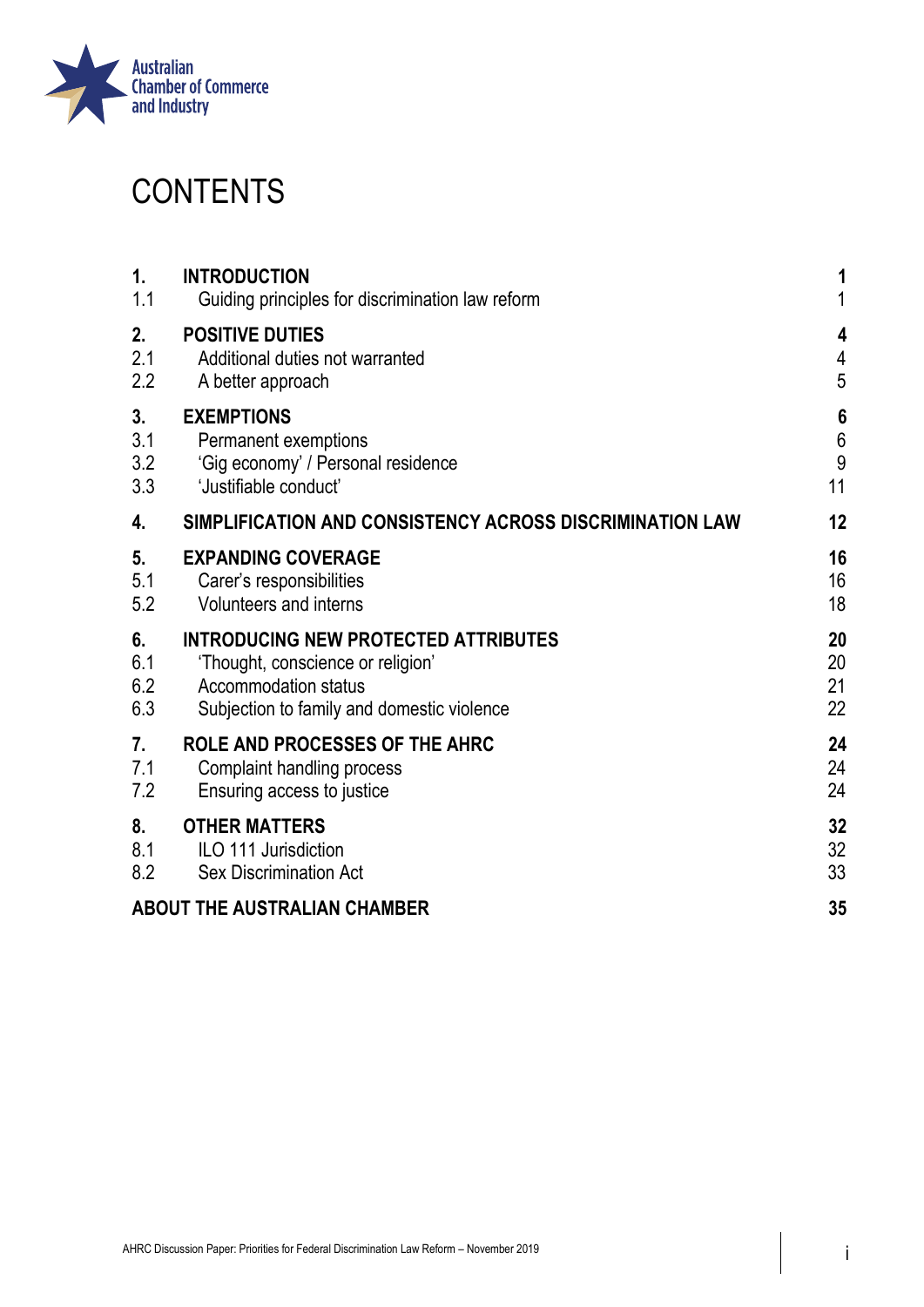# CONTENTS

| | | |
|---|---|---|
| **1.** | **INTRODUCTION** | **1** |
| 1.1 | Guiding principles for discrimination law reform | 1 |
| **2.** | **POSITIVE DUTIES** | **4** |
| 2.1 | Additional duties not warranted | 4 |
| 2.2 | A better approach | 5 |
| **3.** | **EXEMPTIONS** | **6** |
| 3.1 | Permanent exemptions | 6 |
| 3.2 | 'Gig economy' / Personal residence | 9 |
| 3.3 | 'Justifiable conduct' | 11 |
| **4.** | **SIMPLIFICATION AND CONSISTENCY ACROSS DISCRIMINATION LAW** | **12** |
| **5.** | **EXPANDING COVERAGE** | **16** |
| 5.1 | Carer's responsibilities | 16 |
| 5.2 | Volunteers and interns | 18 |
| **6.** | **INTRODUCING NEW PROTECTED ATTRIBUTES** | **20** |
| 6.1 | 'Thought, conscience or religion' | 20 |
| 6.2 | Accommodation status | 21 |
| 6.3 | Subjection to family and domestic violence | 22 |
| **7.** | **ROLE AND PROCESSES OF THE AHRC** | **24** |
| 7.1 | Complaint handling process | 24 |
| 7.2 | Ensuring access to justice | 24 |
| **8.** | **OTHER MATTERS** | **32** |
| 8.1 | ILO 111 Jurisdiction | 32 |
| 8.2 | Sex Discrimination Act | 33 |
| **ABOUT THE AUSTRALIAN CHAMBER** | | **35** |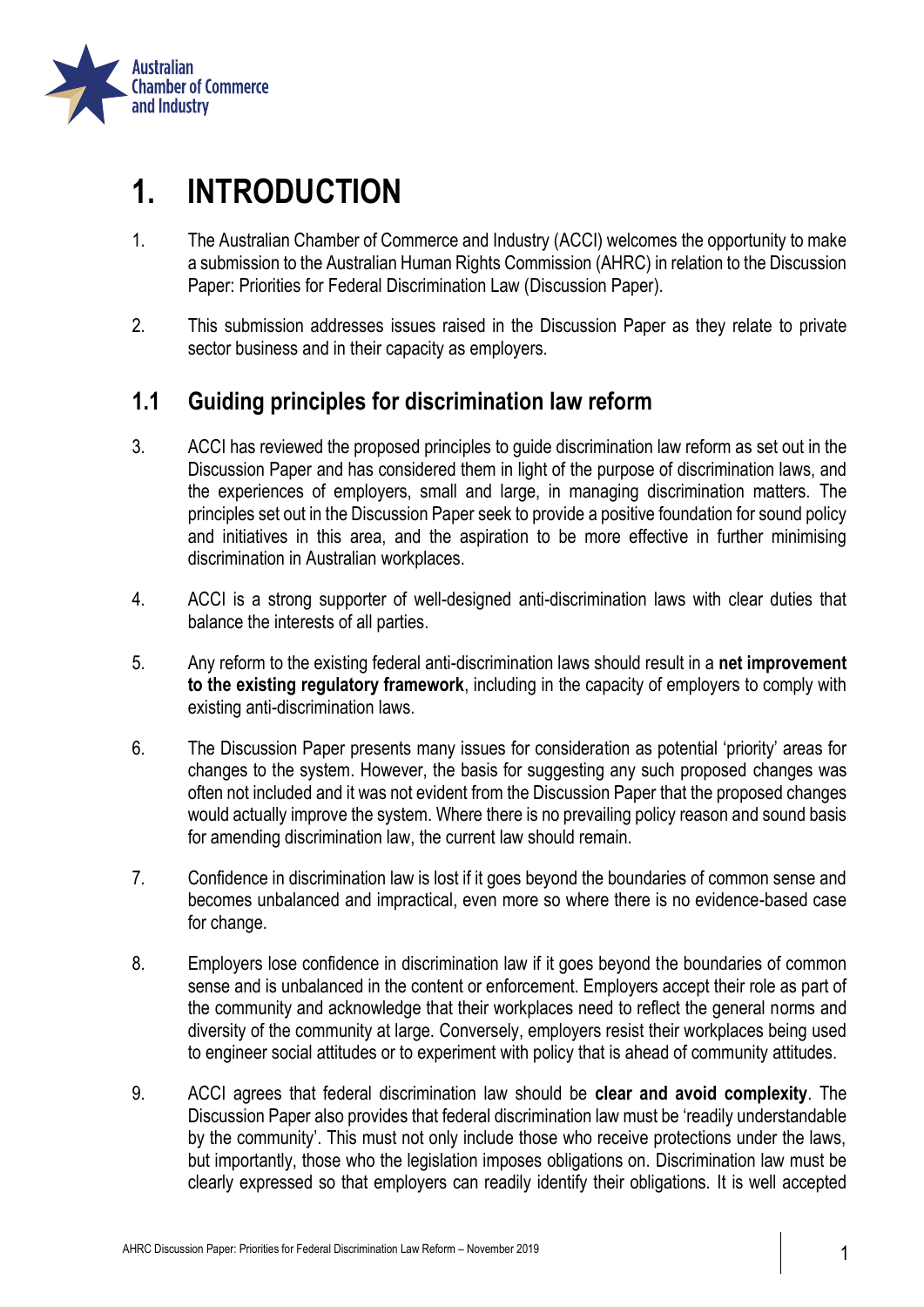# 1. INTRODUCTION

1. The Australian Chamber of Commerce and Industry (ACCI) welcomes the opportunity to make a submission to the Australian Human Rights Commission (AHRC) in relation to the Discussion Paper: Priorities for Federal Discrimination Law (Discussion Paper).

2. This submission addresses issues raised in the Discussion Paper as they relate to private sector business and in their capacity as employers.

## 1.1 Guiding principles for discrimination law reform

3. ACCI has reviewed the proposed principles to guide discrimination law reform as set out in the Discussion Paper and has considered them in light of the purpose of discrimination laws, and the experiences of employers, small and large, in managing discrimination matters. The principles set out in the Discussion Paper seek to provide a positive foundation for sound policy and initiatives in this area, and the aspiration to be more effective in further minimising discrimination in Australian workplaces.

4. ACCI is a strong supporter of well-designed anti-discrimination laws with clear duties that balance the interests of all parties.

5. Any reform to the existing federal anti-discrimination laws should result in a **net improvement to the existing regulatory framework**, including in the capacity of employers to comply with existing anti-discrimination laws.

6. The Discussion Paper presents many issues for consideration as potential 'priority' areas for changes to the system. However, the basis for suggesting any such proposed changes was often not included and it was not evident from the Discussion Paper that the proposed changes would actually improve the system. Where there is no prevailing policy reason and sound basis for amending discrimination law, the current law should remain.

7. Confidence in discrimination law is lost if it goes beyond the boundaries of common sense and becomes unbalanced and impractical, even more so where there is no evidence-based case for change.

8. Employers lose confidence in discrimination law if it goes beyond the boundaries of common sense and is unbalanced in the content or enforcement. Employers accept their role as part of the community and acknowledge that their workplaces need to reflect the general norms and diversity of the community at large. Conversely, employers resist their workplaces being used to engineer social attitudes or to experiment with policy that is ahead of community attitudes.

9. ACCI agrees that federal discrimination law should be **clear and avoid complexity**. The Discussion Paper also provides that federal discrimination law must be 'readily understandable by the community'. This must not only include those who receive protections under the laws, but importantly, those who the legislation imposes obligations on. Discrimination law must be clearly expressed so that employers can readily identify their obligations. It is well accepted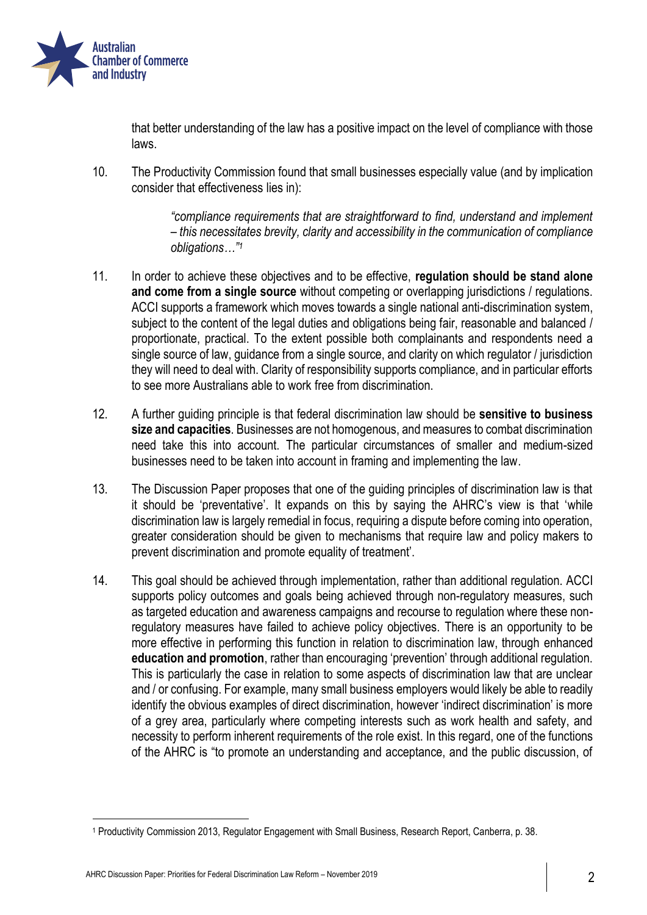that better understanding of the law has a positive impact on the level of compliance with those laws.

10. The Productivity Commission found that small businesses especially value (and by implication consider that effectiveness lies in):

> *"compliance requirements that are straightforward to find, understand and implement – this necessitates brevity, clarity and accessibility in the communication of compliance obligations…"*[1]

11. In order to achieve these objectives and to be effective, **regulation should be stand alone and come from a single source** without competing or overlapping jurisdictions / regulations. ACCI supports a framework which moves towards a single national anti-discrimination system, subject to the content of the legal duties and obligations being fair, reasonable and balanced / proportionate, practical. To the extent possible both complainants and respondents need a single source of law, guidance from a single source, and clarity on which regulator / jurisdiction they will need to deal with. Clarity of responsibility supports compliance, and in particular efforts to see more Australians able to work free from discrimination.

12. A further guiding principle is that federal discrimination law should be **sensitive to business size and capacities**. Businesses are not homogenous, and measures to combat discrimination need take this into account. The particular circumstances of smaller and medium-sized businesses need to be taken into account in framing and implementing the law.

13. The Discussion Paper proposes that one of the guiding principles of discrimination law is that it should be 'preventative'. It expands on this by saying the AHRC's view is that 'while discrimination law is largely remedial in focus, requiring a dispute before coming into operation, greater consideration should be given to mechanisms that require law and policy makers to prevent discrimination and promote equality of treatment'.

14. This goal should be achieved through implementation, rather than additional regulation. ACCI supports policy outcomes and goals being achieved through non-regulatory measures, such as targeted education and awareness campaigns and recourse to regulation where these non-regulatory measures have failed to achieve policy objectives. There is an opportunity to be more effective in performing this function in relation to discrimination law, through enhanced **education and promotion**, rather than encouraging 'prevention' through additional regulation. This is particularly the case in relation to some aspects of discrimination law that are unclear and / or confusing. For example, many small business employers would likely be able to readily identify the obvious examples of direct discrimination, however 'indirect discrimination' is more of a grey area, particularly where competing interests such as work health and safety, and necessity to perform inherent requirements of the role exist. In this regard, one of the functions of the AHRC is "to promote an understanding and acceptance, and the public discussion, of

---

[1] Productivity Commission 2013, Regulator Engagement with Small Business, Research Report, Canberra, p. 38.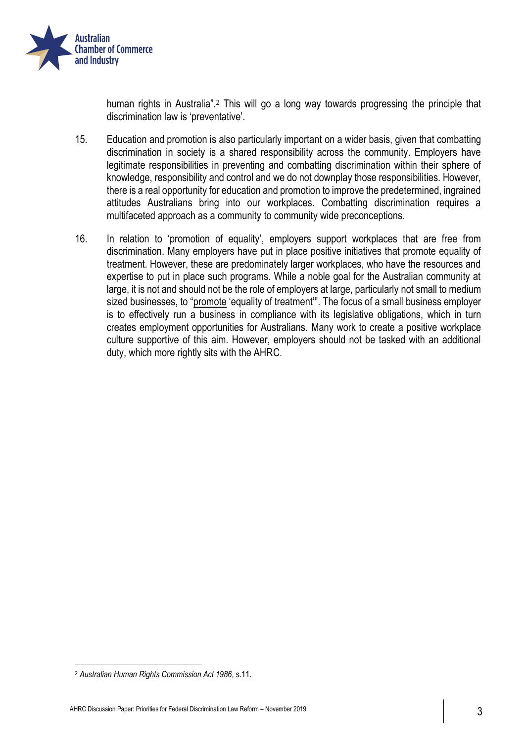human rights in Australia".[2] This will go a long way towards progressing the principle that discrimination law is 'preventative'.

15. Education and promotion is also particularly important on a wider basis, given that combatting discrimination in society is a shared responsibility across the community. Employers have legitimate responsibilities in preventing and combatting discrimination within their sphere of knowledge, responsibility and control and we do not downplay those responsibilities. However, there is a real opportunity for education and promotion to improve the predetermined, ingrained attitudes Australians bring into our workplaces. Combatting discrimination requires a multifaceted approach as a community to community wide preconceptions.

16. In relation to 'promotion of equality', employers support workplaces that are free from discrimination. Many employers have put in place positive initiatives that promote equality of treatment. However, these are predominately larger workplaces, who have the resources and expertise to put in place such programs. While a noble goal for the Australian community at large, it is not and should not be the role of employers at large, particularly not small to medium sized businesses, to "<u>promote</u> 'equality of treatment'". The focus of a small business employer is to effectively run a business in compliance with its legislative obligations, which in turn creates employment opportunities for Australians. Many work to create a positive workplace culture supportive of this aim. However, employers should not be tasked with an additional duty, which more rightly sits with the AHRC.

---

[2] *Australian Human Rights Commission Act 1986*, s.11.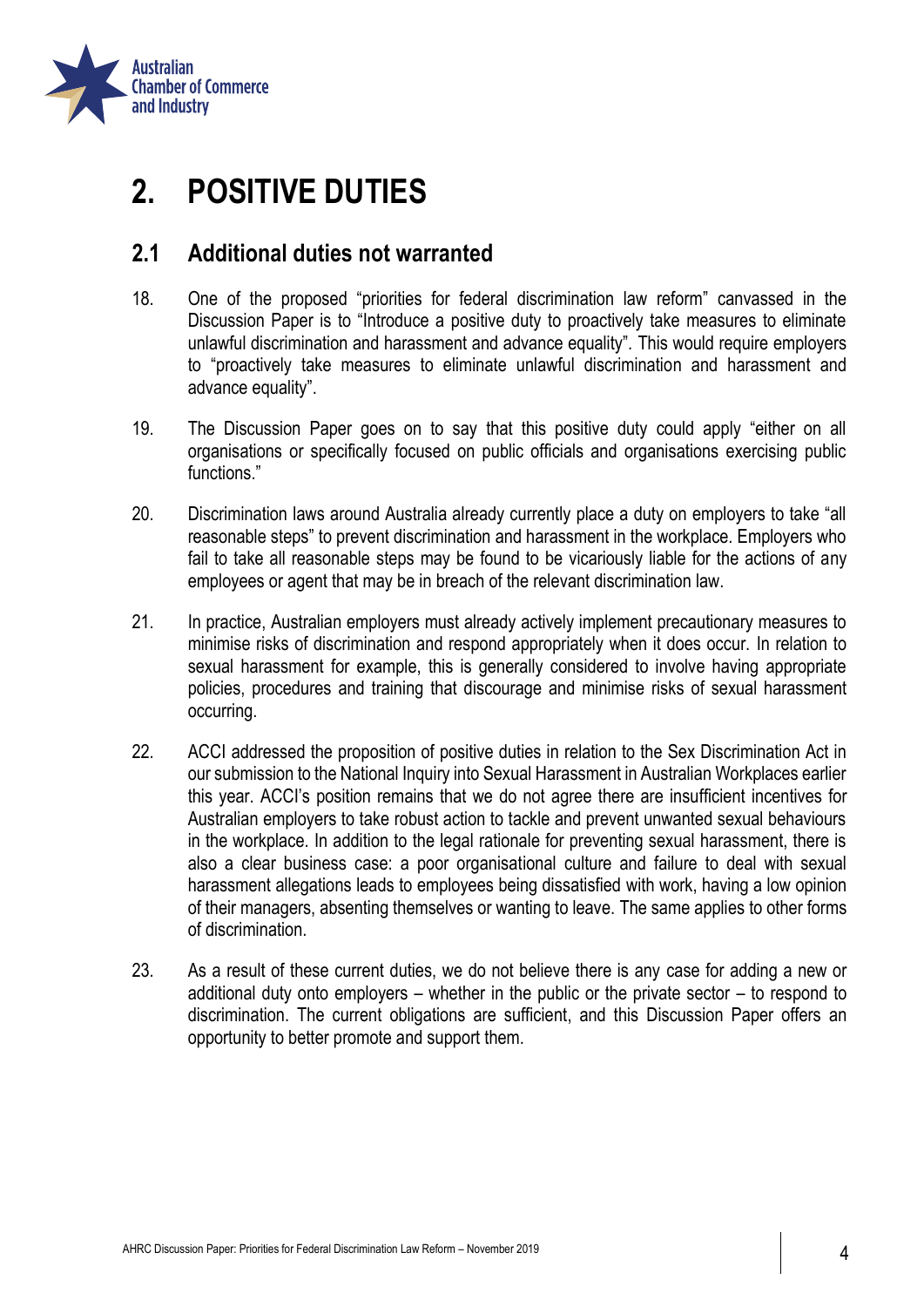# 2. POSITIVE DUTIES

## 2.1 Additional duties not warranted

18. One of the proposed "priorities for federal discrimination law reform" canvassed in the Discussion Paper is to "Introduce a positive duty to proactively take measures to eliminate unlawful discrimination and harassment and advance equality". This would require employers to "proactively take measures to eliminate unlawful discrimination and harassment and advance equality".

19. The Discussion Paper goes on to say that this positive duty could apply "either on all organisations or specifically focused on public officials and organisations exercising public functions."

20. Discrimination laws around Australia already currently place a duty on employers to take "all reasonable steps" to prevent discrimination and harassment in the workplace. Employers who fail to take all reasonable steps may be found to be vicariously liable for the actions of any employees or agent that may be in breach of the relevant discrimination law.

21. In practice, Australian employers must already actively implement precautionary measures to minimise risks of discrimination and respond appropriately when it does occur. In relation to sexual harassment for example, this is generally considered to involve having appropriate policies, procedures and training that discourage and minimise risks of sexual harassment occurring.

22. ACCI addressed the proposition of positive duties in relation to the Sex Discrimination Act in our submission to the National Inquiry into Sexual Harassment in Australian Workplaces earlier this year. ACCI's position remains that we do not agree there are insufficient incentives for Australian employers to take robust action to tackle and prevent unwanted sexual behaviours in the workplace. In addition to the legal rationale for preventing sexual harassment, there is also a clear business case: a poor organisational culture and failure to deal with sexual harassment allegations leads to employees being dissatisfied with work, having a low opinion of their managers, absenting themselves or wanting to leave. The same applies to other forms of discrimination.

23. As a result of these current duties, we do not believe there is any case for adding a new or additional duty onto employers – whether in the public or the private sector – to respond to discrimination. The current obligations are sufficient, and this Discussion Paper offers an opportunity to better promote and support them.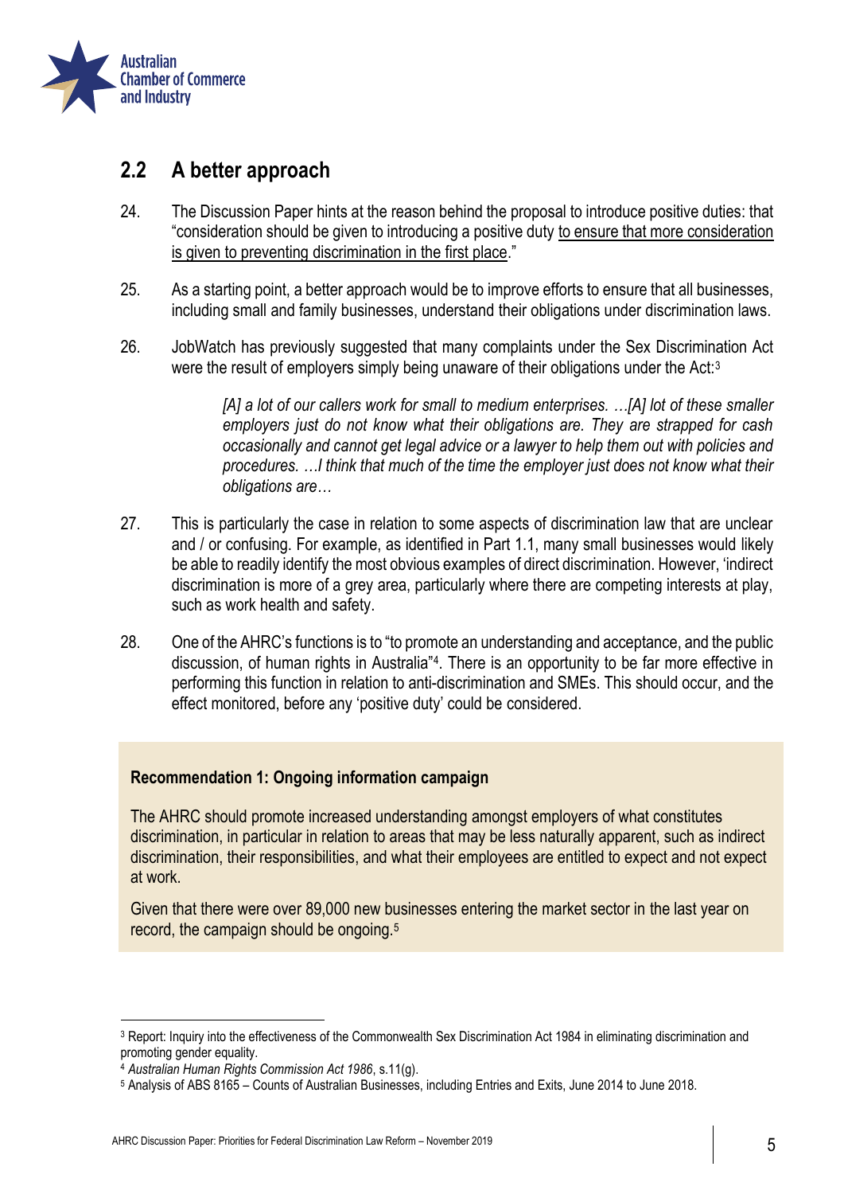## 2.2 A better approach

24. The Discussion Paper hints at the reason behind the proposal to introduce positive duties: that "consideration should be given to introducing a positive duty to ensure that more consideration is given to preventing discrimination in the first place."

25. As a starting point, a better approach would be to improve efforts to ensure that all businesses, including small and family businesses, understand their obligations under discrimination laws.

26. JobWatch has previously suggested that many complaints under the Sex Discrimination Act were the result of employers simply being unaware of their obligations under the Act:[3]

> *[A] a lot of our callers work for small to medium enterprises. …[A] lot of these smaller employers just do not know what their obligations are. They are strapped for cash occasionally and cannot get legal advice or a lawyer to help them out with policies and procedures. …I think that much of the time the employer just does not know what their obligations are…*

27. This is particularly the case in relation to some aspects of discrimination law that are unclear and / or confusing. For example, as identified in Part 1.1, many small businesses would likely be able to readily identify the most obvious examples of direct discrimination. However, 'indirect discrimination is more of a grey area, particularly where there are competing interests at play, such as work health and safety.

28. One of the AHRC's functions is to "to promote an understanding and acceptance, and the public discussion, of human rights in Australia"[4]. There is an opportunity to be far more effective in performing this function in relation to anti-discrimination and SMEs. This should occur, and the effect monitored, before any 'positive duty' could be considered.

**Recommendation 1: Ongoing information campaign**

The AHRC should promote increased understanding amongst employers of what constitutes discrimination, in particular in relation to areas that may be less naturally apparent, such as indirect discrimination, their responsibilities, and what their employees are entitled to expect and not expect at work.

Given that there were over 89,000 new businesses entering the market sector in the last year on record, the campaign should be ongoing.[5]

---

[3] Report: Inquiry into the effectiveness of the Commonwealth Sex Discrimination Act 1984 in eliminating discrimination and promoting gender equality.

[4] *Australian Human Rights Commission Act 1986*, s.11(g).

[5] Analysis of ABS 8165 – Counts of Australian Businesses, including Entries and Exits, June 2014 to June 2018.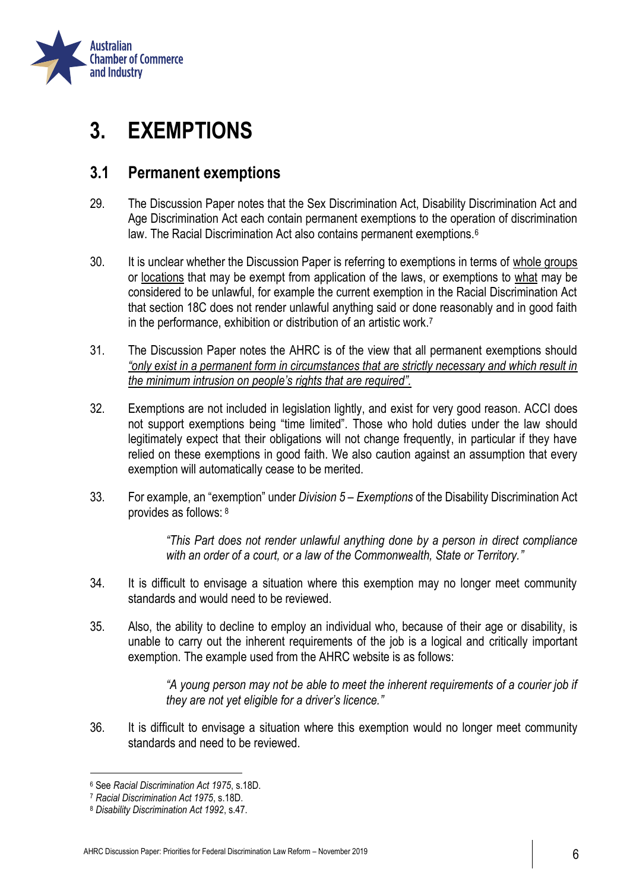# 3. EXEMPTIONS

## 3.1 Permanent exemptions

29. The Discussion Paper notes that the Sex Discrimination Act, Disability Discrimination Act and Age Discrimination Act each contain permanent exemptions to the operation of discrimination law. The Racial Discrimination Act also contains permanent exemptions.[6]

30. It is unclear whether the Discussion Paper is referring to exemptions in terms of whole groups or locations that may be exempt from application of the laws, or exemptions to what may be considered to be unlawful, for example the current exemption in the Racial Discrimination Act that section 18C does not render unlawful anything said or done reasonably and in good faith in the performance, exhibition or distribution of an artistic work.[7]

31. The Discussion Paper notes the AHRC is of the view that all permanent exemptions should *"only exist in a permanent form in circumstances that are strictly necessary and which result in the minimum intrusion on people's rights that are required".*

32. Exemptions are not included in legislation lightly, and exist for very good reason. ACCI does not support exemptions being "time limited". Those who hold duties under the law should legitimately expect that their obligations will not change frequently, in particular if they have relied on these exemptions in good faith. We also caution against an assumption that every exemption will automatically cease to be merited.

33. For example, an "exemption" under *Division 5 – Exemptions* of the Disability Discrimination Act provides as follows: [8]

> *"This Part does not render unlawful anything done by a person in direct compliance with an order of a court, or a law of the Commonwealth, State or Territory."*

34. It is difficult to envisage a situation where this exemption may no longer meet community standards and would need to be reviewed.

35. Also, the ability to decline to employ an individual who, because of their age or disability, is unable to carry out the inherent requirements of the job is a logical and critically important exemption. The example used from the AHRC website is as follows:

> *"A young person may not be able to meet the inherent requirements of a courier job if they are not yet eligible for a driver's licence."*

36. It is difficult to envisage a situation where this exemption would no longer meet community standards and need to be reviewed.

---

[6] See *Racial Discrimination Act 1975*, s.18D.

[7] *Racial Discrimination Act 1975*, s.18D.

[8] *Disability Discrimination Act 1992*, s.47.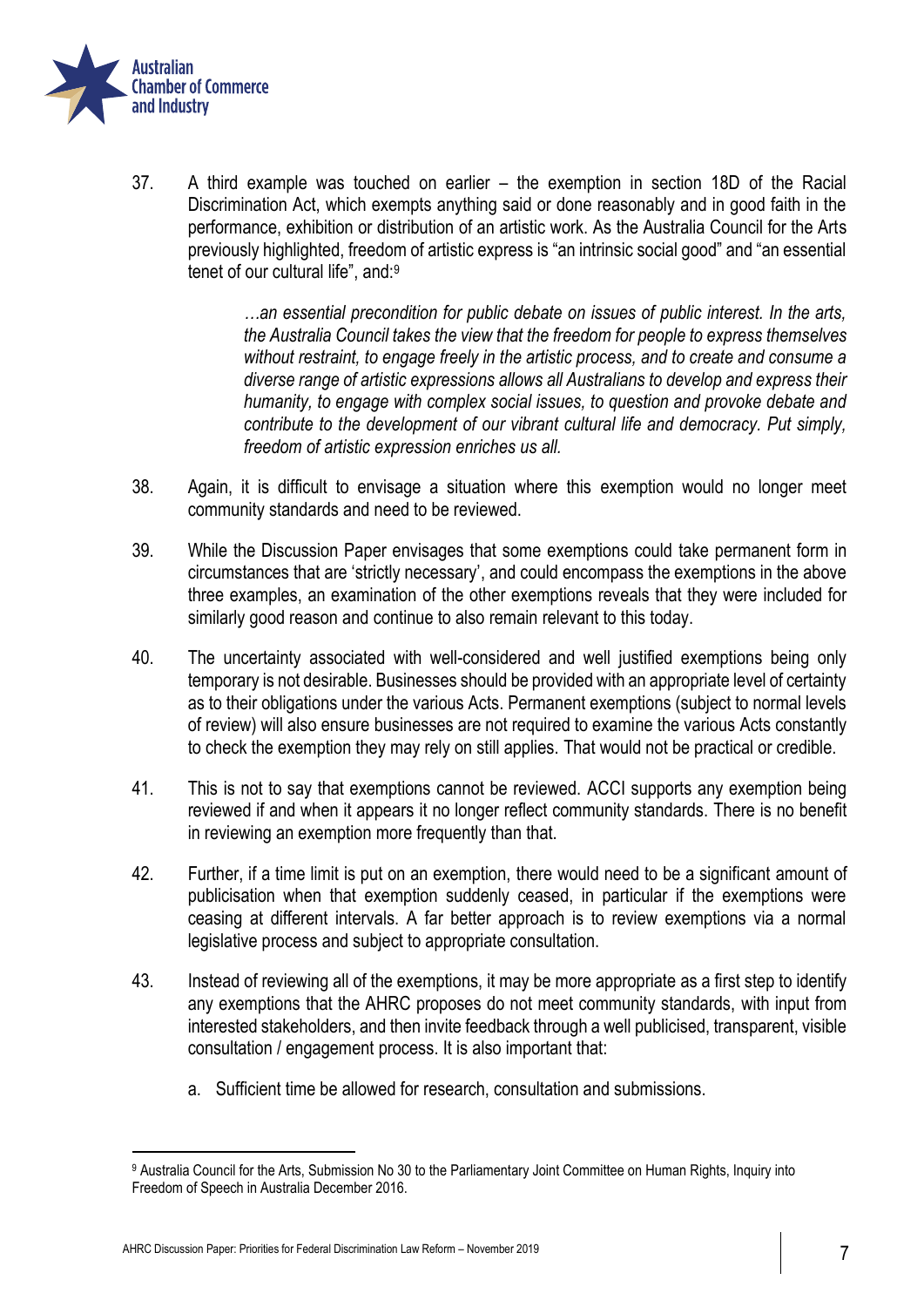37. A third example was touched on earlier – the exemption in section 18D of the Racial Discrimination Act, which exempts anything said or done reasonably and in good faith in the performance, exhibition or distribution of an artistic work. As the Australia Council for the Arts previously highlighted, freedom of artistic express is "an intrinsic social good" and "an essential tenet of our cultural life", and:[9]

> *…an essential precondition for public debate on issues of public interest. In the arts, the Australia Council takes the view that the freedom for people to express themselves without restraint, to engage freely in the artistic process, and to create and consume a diverse range of artistic expressions allows all Australians to develop and express their humanity, to engage with complex social issues, to question and provoke debate and contribute to the development of our vibrant cultural life and democracy. Put simply, freedom of artistic expression enriches us all.*

38. Again, it is difficult to envisage a situation where this exemption would no longer meet community standards and need to be reviewed.

39. While the Discussion Paper envisages that some exemptions could take permanent form in circumstances that are 'strictly necessary', and could encompass the exemptions in the above three examples, an examination of the other exemptions reveals that they were included for similarly good reason and continue to also remain relevant to this today.

40. The uncertainty associated with well-considered and well justified exemptions being only temporary is not desirable. Businesses should be provided with an appropriate level of certainty as to their obligations under the various Acts. Permanent exemptions (subject to normal levels of review) will also ensure businesses are not required to examine the various Acts constantly to check the exemption they may rely on still applies. That would not be practical or credible.

41. This is not to say that exemptions cannot be reviewed. ACCI supports any exemption being reviewed if and when it appears it no longer reflect community standards. There is no benefit in reviewing an exemption more frequently than that.

42. Further, if a time limit is put on an exemption, there would need to be a significant amount of publicisation when that exemption suddenly ceased, in particular if the exemptions were ceasing at different intervals. A far better approach is to review exemptions via a normal legislative process and subject to appropriate consultation.

43. Instead of reviewing all of the exemptions, it may be more appropriate as a first step to identify any exemptions that the AHRC proposes do not meet community standards, with input from interested stakeholders, and then invite feedback through a well publicised, transparent, visible consultation / engagement process. It is also important that:

    a. Sufficient time be allowed for research, consultation and submissions.

---

[9] Australia Council for the Arts, Submission No 30 to the Parliamentary Joint Committee on Human Rights, Inquiry into Freedom of Speech in Australia December 2016.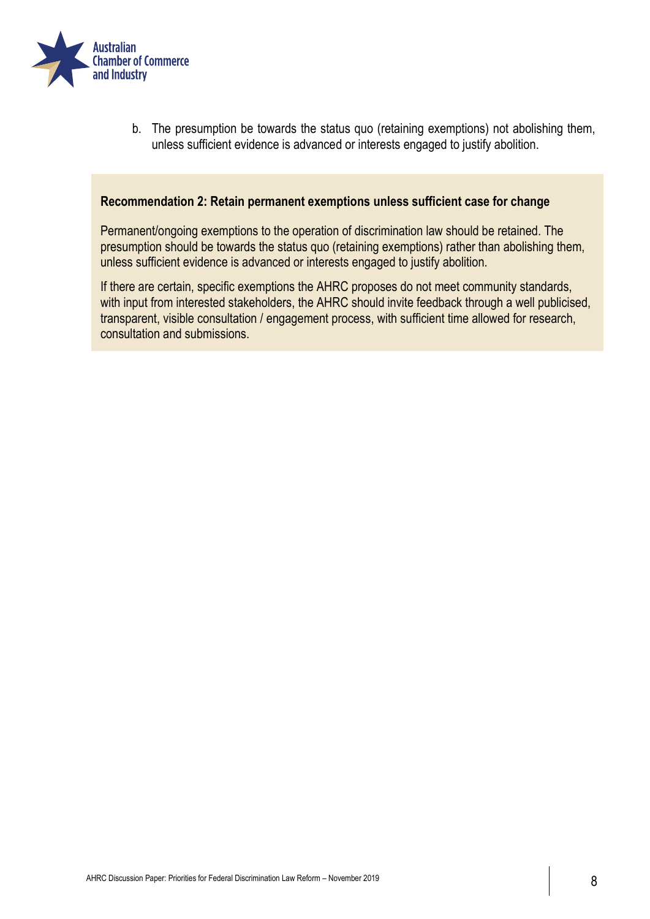b. The presumption be towards the status quo (retaining exemptions) not abolishing them, unless sufficient evidence is advanced or interests engaged to justify abolition.

**Recommendation 2: Retain permanent exemptions unless sufficient case for change**

Permanent/ongoing exemptions to the operation of discrimination law should be retained. The presumption should be towards the status quo (retaining exemptions) rather than abolishing them, unless sufficient evidence is advanced or interests engaged to justify abolition.

If there are certain, specific exemptions the AHRC proposes do not meet community standards, with input from interested stakeholders, the AHRC should invite feedback through a well publicised, transparent, visible consultation / engagement process, with sufficient time allowed for research, consultation and submissions.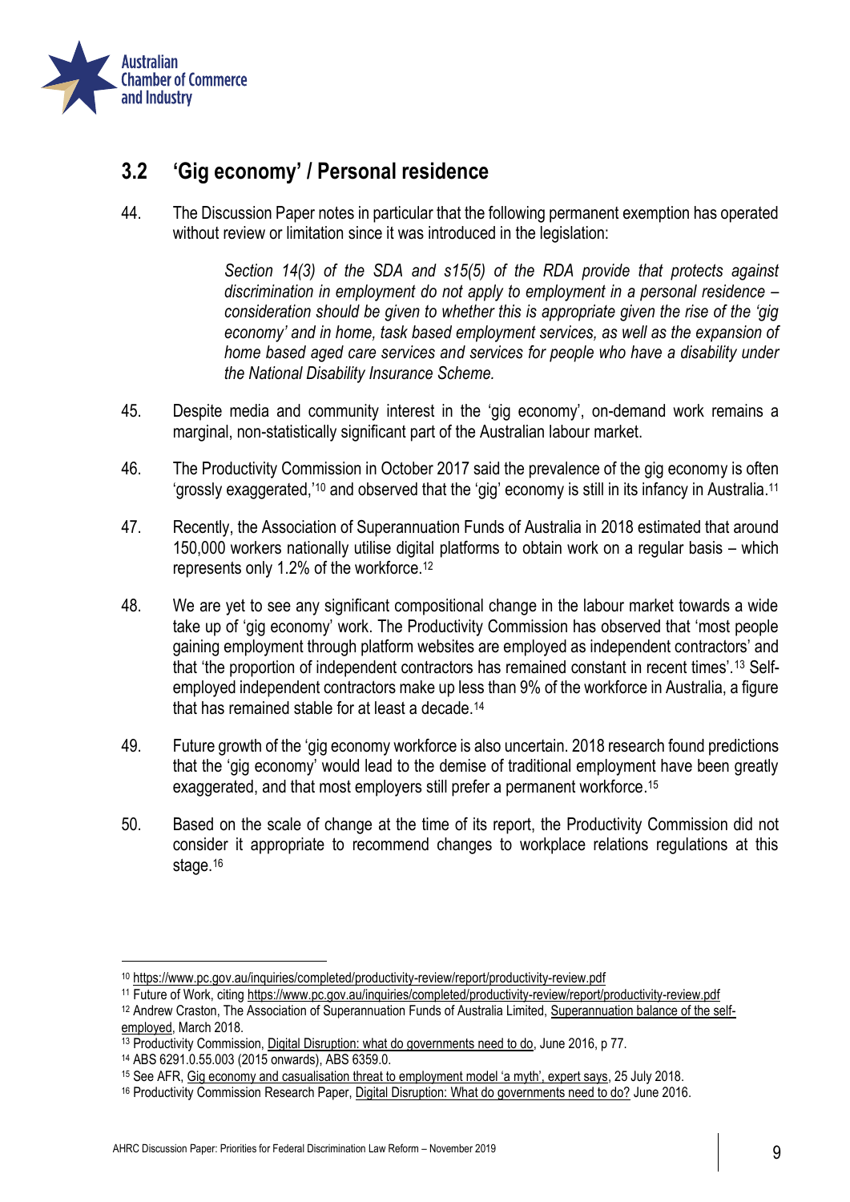## 3.2 'Gig economy' / Personal residence

44. The Discussion Paper notes in particular that the following permanent exemption has operated without review or limitation since it was introduced in the legislation:

> *Section 14(3) of the SDA and s15(5) of the RDA provide that protects against discrimination in employment do not apply to employment in a personal residence – consideration should be given to whether this is appropriate given the rise of the 'gig economy' and in home, task based employment services, as well as the expansion of home based aged care services and services for people who have a disability under the National Disability Insurance Scheme.*

45. Despite media and community interest in the 'gig economy', on-demand work remains a marginal, non-statistically significant part of the Australian labour market.

46. The Productivity Commission in October 2017 said the prevalence of the gig economy is often 'grossly exaggerated,'[10] and observed that the 'gig' economy is still in its infancy in Australia.[11]

47. Recently, the Association of Superannuation Funds of Australia in 2018 estimated that around 150,000 workers nationally utilise digital platforms to obtain work on a regular basis – which represents only 1.2% of the workforce.[12]

48. We are yet to see any significant compositional change in the labour market towards a wide take up of 'gig economy' work. The Productivity Commission has observed that 'most people gaining employment through platform websites are employed as independent contractors' and that 'the proportion of independent contractors has remained constant in recent times'.[13] Self-employed independent contractors make up less than 9% of the workforce in Australia, a figure that has remained stable for at least a decade.[14]

49. Future growth of the 'gig economy workforce is also uncertain. 2018 research found predictions that the 'gig economy' would lead to the demise of traditional employment have been greatly exaggerated, and that most employers still prefer a permanent workforce.[15]

50. Based on the scale of change at the time of its report, the Productivity Commission did not consider it appropriate to recommend changes to workplace relations regulations at this stage.[16]

---

[10] https://www.pc.gov.au/inquiries/completed/productivity-review/report/productivity-review.pdf

[11] Future of Work, citing https://www.pc.gov.au/inquiries/completed/productivity-review/report/productivity-review.pdf

[12] Andrew Craston, The Association of Superannuation Funds of Australia Limited, Superannuation balance of the self-employed, March 2018.

[13] Productivity Commission, Digital Disruption: what do governments need to do, June 2016, p 77.

[14] ABS 6291.0.55.003 (2015 onwards), ABS 6359.0.

[15] See AFR, Gig economy and casualisation threat to employment model 'a myth', expert says, 25 July 2018.

[16] Productivity Commission Research Paper, Digital Disruption: What do governments need to do? June 2016.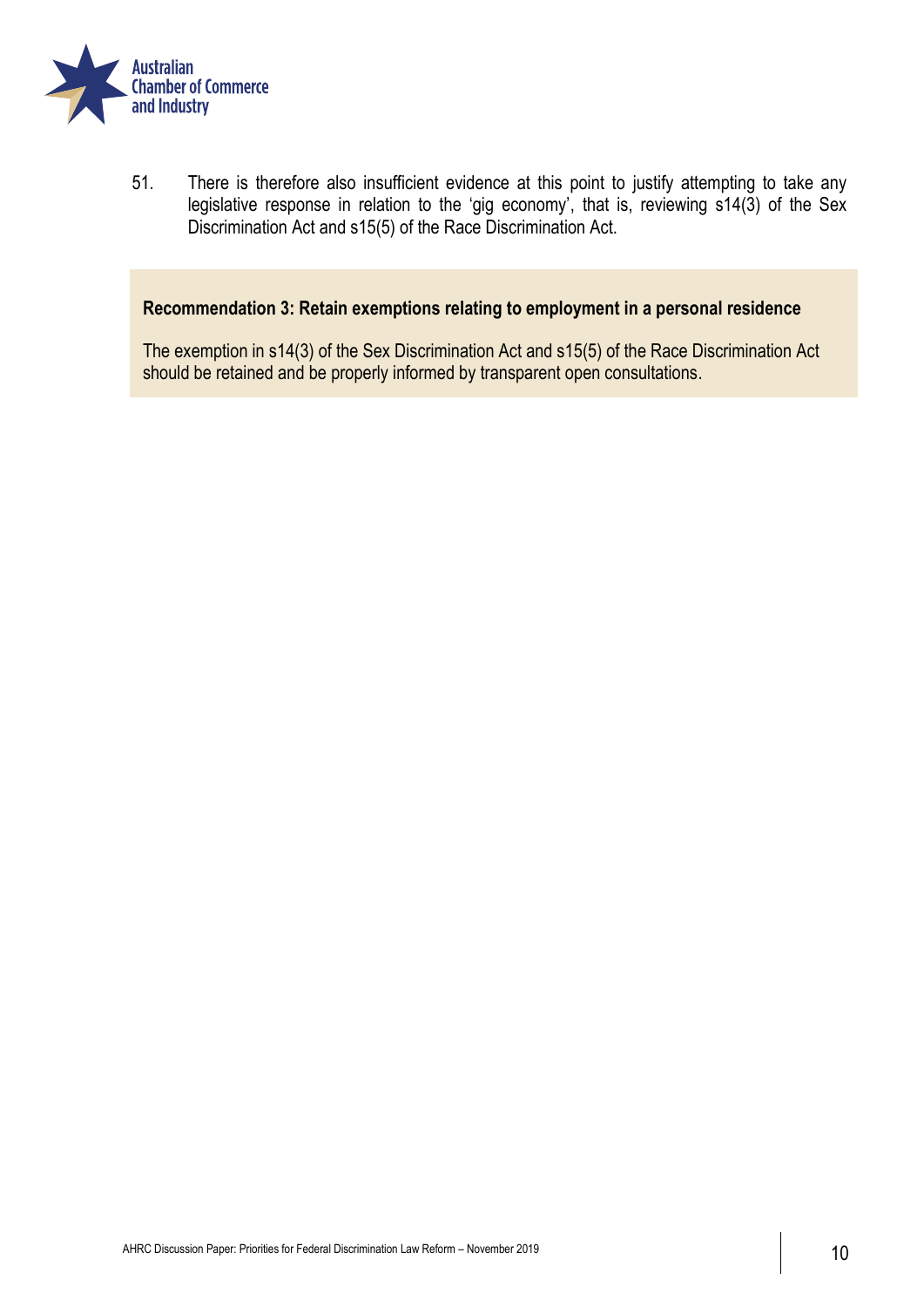51. There is therefore also insufficient evidence at this point to justify attempting to take any legislative response in relation to the 'gig economy', that is, reviewing s14(3) of the Sex Discrimination Act and s15(5) of the Race Discrimination Act.

**Recommendation 3: Retain exemptions relating to employment in a personal residence**

The exemption in s14(3) of the Sex Discrimination Act and s15(5) of the Race Discrimination Act should be retained and be properly informed by transparent open consultations.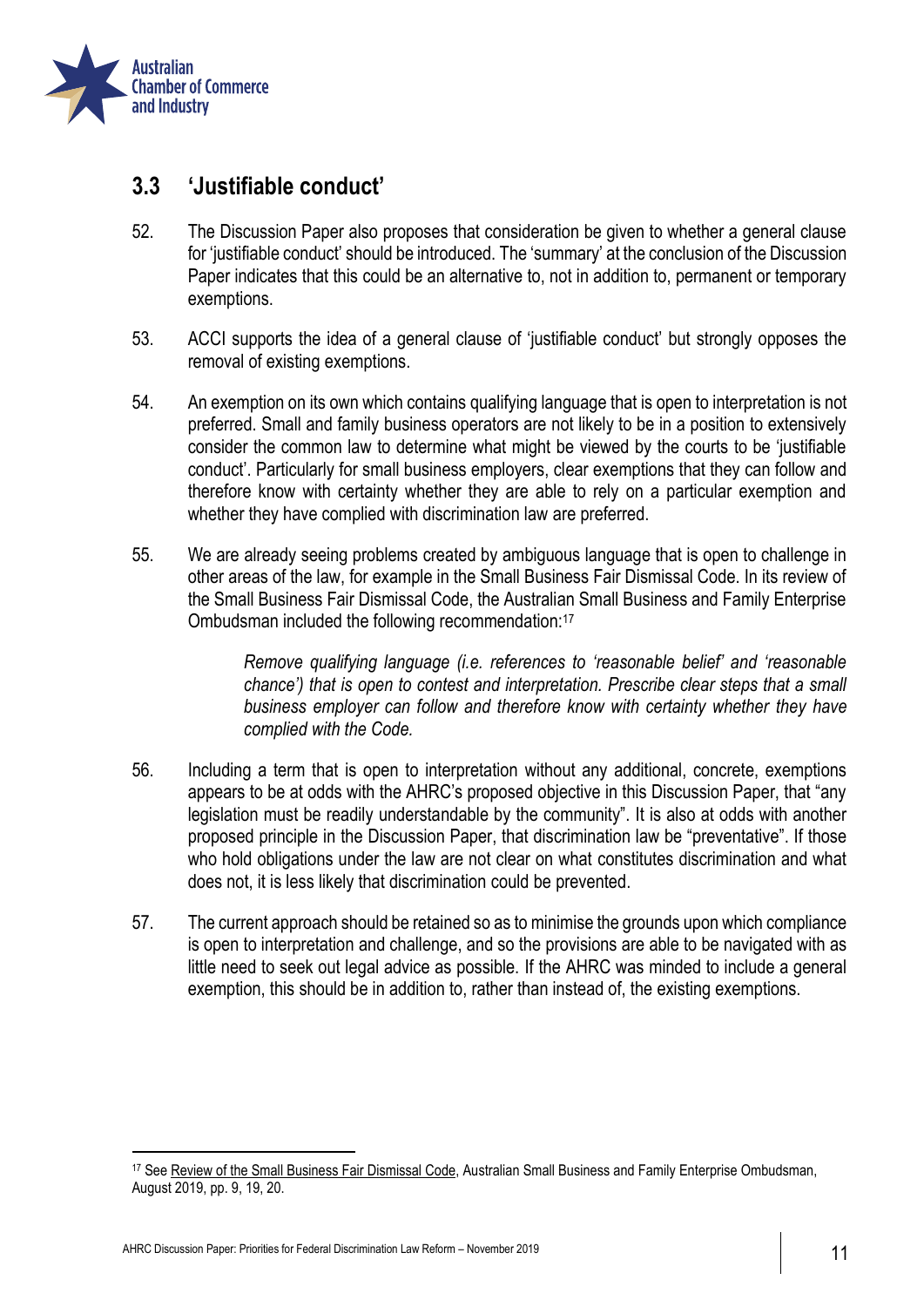## 3.3 'Justifiable conduct'

52. The Discussion Paper also proposes that consideration be given to whether a general clause for 'justifiable conduct' should be introduced. The 'summary' at the conclusion of the Discussion Paper indicates that this could be an alternative to, not in addition to, permanent or temporary exemptions.

53. ACCI supports the idea of a general clause of 'justifiable conduct' but strongly opposes the removal of existing exemptions.

54. An exemption on its own which contains qualifying language that is open to interpretation is not preferred. Small and family business operators are not likely to be in a position to extensively consider the common law to determine what might be viewed by the courts to be 'justifiable conduct'. Particularly for small business employers, clear exemptions that they can follow and therefore know with certainty whether they are able to rely on a particular exemption and whether they have complied with discrimination law are preferred.

55. We are already seeing problems created by ambiguous language that is open to challenge in other areas of the law, for example in the Small Business Fair Dismissal Code. In its review of the Small Business Fair Dismissal Code, the Australian Small Business and Family Enterprise Ombudsman included the following recommendation:[17]

> *Remove qualifying language (i.e. references to 'reasonable belief' and 'reasonable chance') that is open to contest and interpretation. Prescribe clear steps that a small business employer can follow and therefore know with certainty whether they have complied with the Code.*

56. Including a term that is open to interpretation without any additional, concrete, exemptions appears to be at odds with the AHRC's proposed objective in this Discussion Paper, that "any legislation must be readily understandable by the community". It is also at odds with another proposed principle in the Discussion Paper, that discrimination law be "preventative". If those who hold obligations under the law are not clear on what constitutes discrimination and what does not, it is less likely that discrimination could be prevented.

57. The current approach should be retained so as to minimise the grounds upon which compliance is open to interpretation and challenge, and so the provisions are able to be navigated with as little need to seek out legal advice as possible. If the AHRC was minded to include a general exemption, this should be in addition to, rather than instead of, the existing exemptions.

---

[17] See Review of the Small Business Fair Dismissal Code, Australian Small Business and Family Enterprise Ombudsman, August 2019, pp. 9, 19, 20.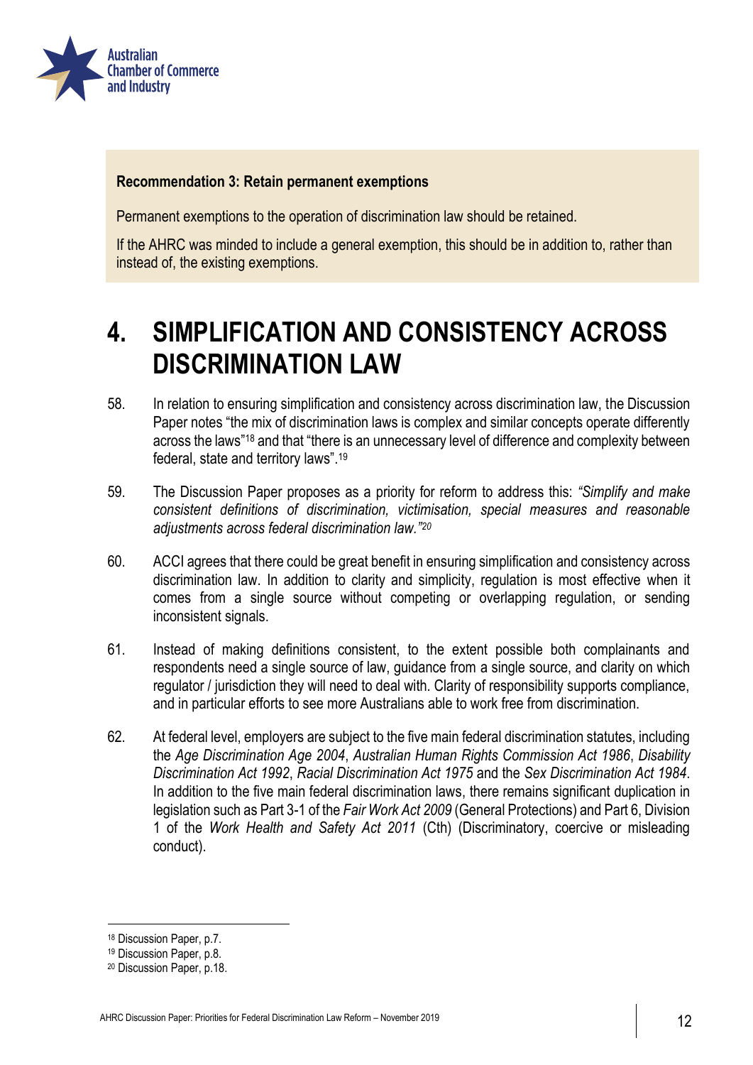**Recommendation 3: Retain permanent exemptions**

Permanent exemptions to the operation of discrimination law should be retained.

If the AHRC was minded to include a general exemption, this should be in addition to, rather than instead of, the existing exemptions.

# 4. SIMPLIFICATION AND CONSISTENCY ACROSS DISCRIMINATION LAW

58. In relation to ensuring simplification and consistency across discrimination law, the Discussion Paper notes "the mix of discrimination laws is complex and similar concepts operate differently across the laws"[18] and that "there is an unnecessary level of difference and complexity between federal, state and territory laws".[19]

59. The Discussion Paper proposes as a priority for reform to address this: *"Simplify and make consistent definitions of discrimination, victimisation, special measures and reasonable adjustments across federal discrimination law."*[20]

60. ACCI agrees that there could be great benefit in ensuring simplification and consistency across discrimination law. In addition to clarity and simplicity, regulation is most effective when it comes from a single source without competing or overlapping regulation, or sending inconsistent signals.

61. Instead of making definitions consistent, to the extent possible both complainants and respondents need a single source of law, guidance from a single source, and clarity on which regulator / jurisdiction they will need to deal with. Clarity of responsibility supports compliance, and in particular efforts to see more Australians able to work free from discrimination.

62. At federal level, employers are subject to the five main federal discrimination statutes, including the *Age Discrimination Age 2004*, *Australian Human Rights Commission Act 1986*, *Disability Discrimination Act 1992*, *Racial Discrimination Act 1975* and the *Sex Discrimination Act 1984*. In addition to the five main federal discrimination laws, there remains significant duplication in legislation such as Part 3-1 of the *Fair Work Act 2009* (General Protections) and Part 6, Division 1 of the *Work Health and Safety Act 2011* (Cth) (Discriminatory, coercive or misleading conduct).

---

[18] Discussion Paper, p.7.

[19] Discussion Paper, p.8.

[20] Discussion Paper, p.18.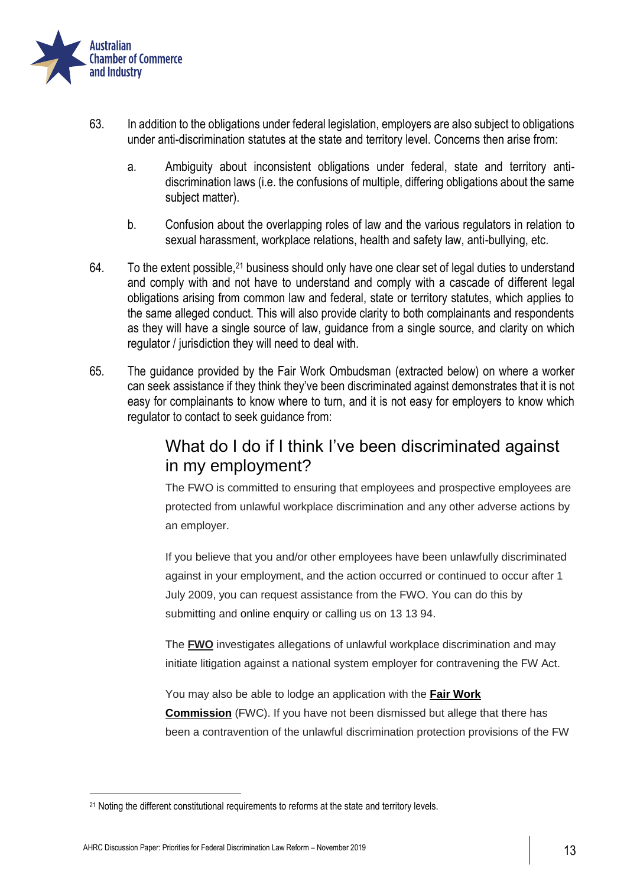63. In addition to the obligations under federal legislation, employers are also subject to obligations under anti-discrimination statutes at the state and territory level. Concerns then arise from:

   a. Ambiguity about inconsistent obligations under federal, state and territory anti-discrimination laws (i.e. the confusions of multiple, differing obligations about the same subject matter).

   b. Confusion about the overlapping roles of law and the various regulators in relation to sexual harassment, workplace relations, health and safety law, anti-bullying, etc.

64. To the extent possible,[21] business should only have one clear set of legal duties to understand and comply with and not have to understand and comply with a cascade of different legal obligations arising from common law and federal, state or territory statutes, which applies to the same alleged conduct. This will also provide clarity to both complainants and respondents as they will have a single source of law, guidance from a single source, and clarity on which regulator / jurisdiction they will need to deal with.

65. The guidance provided by the Fair Work Ombudsman (extracted below) on where a worker can seek assistance if they think they've been discriminated against demonstrates that it is not easy for complainants to know where to turn, and it is not easy for employers to know which regulator to contact to seek guidance from:

> ## What do I do if I think I've been discriminated against in my employment?
>
> The FWO is committed to ensuring that employees and prospective employees are protected from unlawful workplace discrimination and any other adverse actions by an employer.
>
> If you believe that you and/or other employees have been unlawfully discriminated against in your employment, and the action occurred or continued to occur after 1 July 2009, you can request assistance from the FWO. You can do this by submitting and online enquiry or calling us on 13 13 94.
>
> The **FWO** investigates allegations of unlawful workplace discrimination and may initiate litigation against a national system employer for contravening the FW Act.
>
> You may also be able to lodge an application with the **Fair Work Commission** (FWC). If you have not been dismissed but allege that there has been a contravention of the unlawful discrimination protection provisions of the FW

[21] Noting the different constitutional requirements to reforms at the state and territory levels.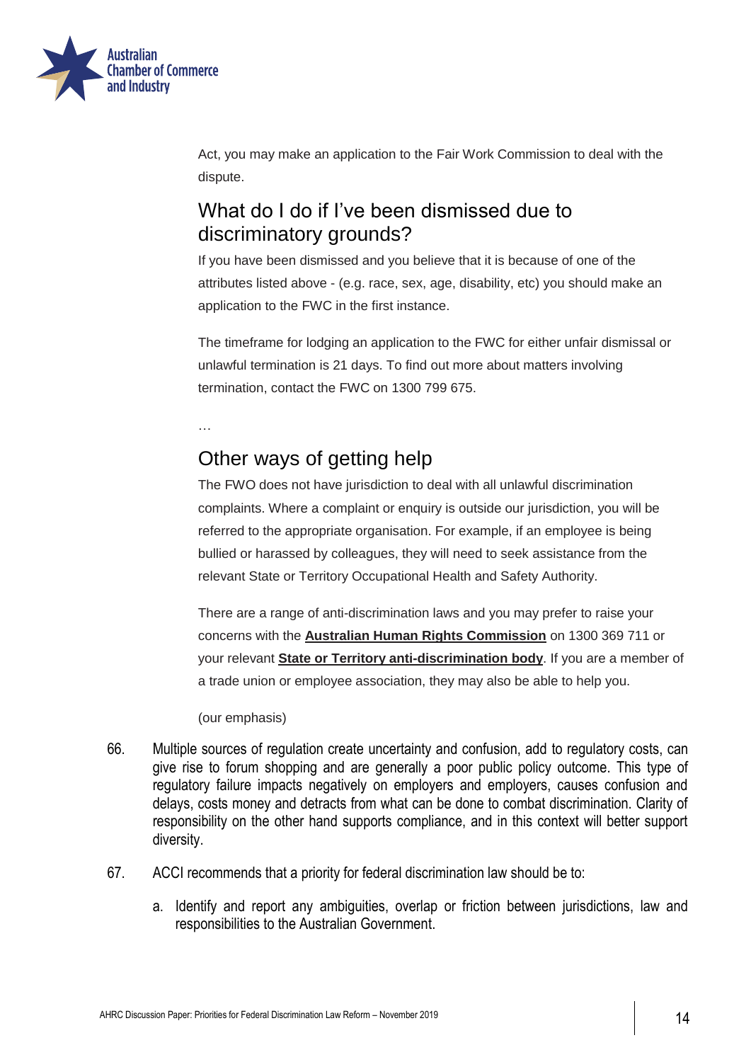Act, you may make an application to the Fair Work Commission to deal with the dispute.

## What do I do if I've been dismissed due to discriminatory grounds?

If you have been dismissed and you believe that it is because of one of the attributes listed above - (e.g. race, sex, age, disability, etc) you should make an application to the FWC in the first instance.

The timeframe for lodging an application to the FWC for either unfair dismissal or unlawful termination is 21 days. To find out more about matters involving termination, contact the FWC on 1300 799 675.

…

## Other ways of getting help

The FWO does not have jurisdiction to deal with all unlawful discrimination complaints. Where a complaint or enquiry is outside our jurisdiction, you will be referred to the appropriate organisation. For example, if an employee is being bullied or harassed by colleagues, they will need to seek assistance from the relevant State or Territory Occupational Health and Safety Authority.

There are a range of anti-discrimination laws and you may prefer to raise your concerns with the **Australian Human Rights Commission** on 1300 369 711 or your relevant **State or Territory anti-discrimination body**. If you are a member of a trade union or employee association, they may also be able to help you.

(our emphasis)

66. Multiple sources of regulation create uncertainty and confusion, add to regulatory costs, can give rise to forum shopping and are generally a poor public policy outcome. This type of regulatory failure impacts negatively on employers and employers, causes confusion and delays, costs money and detracts from what can be done to combat discrimination. Clarity of responsibility on the other hand supports compliance, and in this context will better support diversity.

67. ACCI recommends that a priority for federal discrimination law should be to:

    a. Identify and report any ambiguities, overlap or friction between jurisdictions, law and responsibilities to the Australian Government.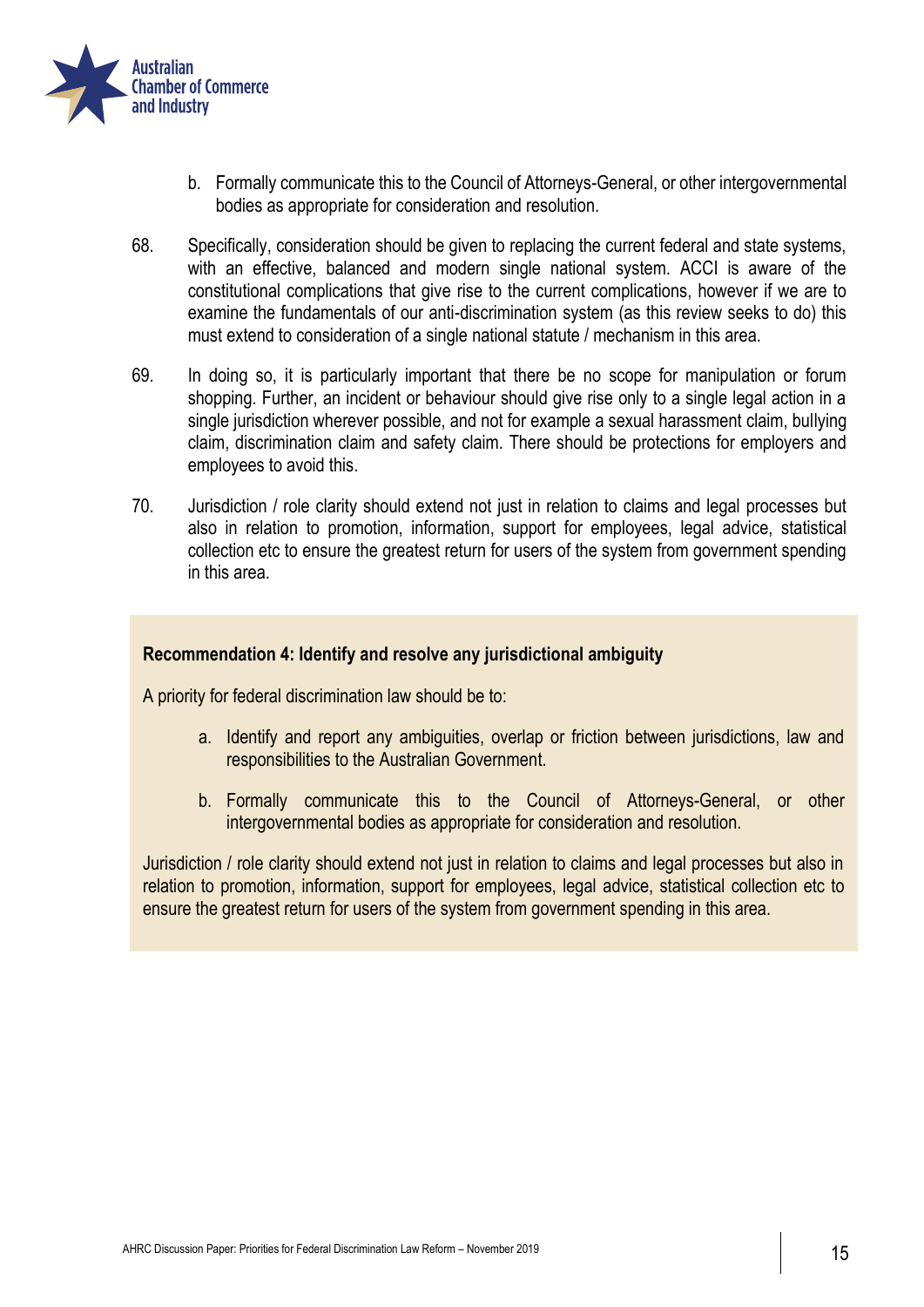b. Formally communicate this to the Council of Attorneys-General, or other intergovernmental bodies as appropriate for consideration and resolution.

68. Specifically, consideration should be given to replacing the current federal and state systems, with an effective, balanced and modern single national system. ACCI is aware of the constitutional complications that give rise to the current complications, however if we are to examine the fundamentals of our anti-discrimination system (as this review seeks to do) this must extend to consideration of a single national statute / mechanism in this area.

69. In doing so, it is particularly important that there be no scope for manipulation or forum shopping. Further, an incident or behaviour should give rise only to a single legal action in a single jurisdiction wherever possible, and not for example a sexual harassment claim, bullying claim, discrimination claim and safety claim. There should be protections for employers and employees to avoid this.

70. Jurisdiction / role clarity should extend not just in relation to claims and legal processes but also in relation to promotion, information, support for employees, legal advice, statistical collection etc to ensure the greatest return for users of the system from government spending in this area.

**Recommendation 4: Identify and resolve any jurisdictional ambiguity**

A priority for federal discrimination law should be to:

a. Identify and report any ambiguities, overlap or friction between jurisdictions, law and responsibilities to the Australian Government.

b. Formally communicate this to the Council of Attorneys-General, or other intergovernmental bodies as appropriate for consideration and resolution.

Jurisdiction / role clarity should extend not just in relation to claims and legal processes but also in relation to promotion, information, support for employees, legal advice, statistical collection etc to ensure the greatest return for users of the system from government spending in this area.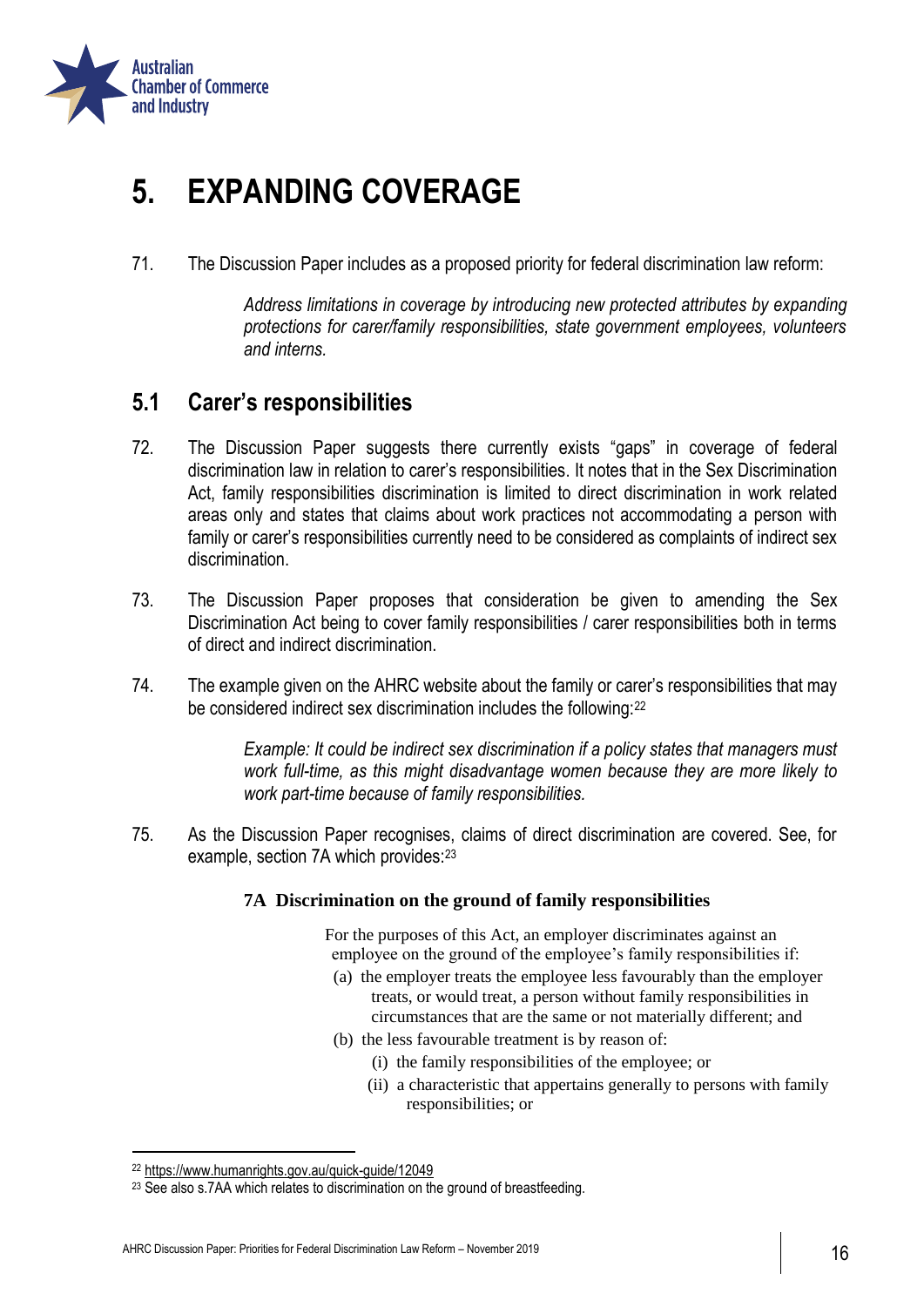# 5. EXPANDING COVERAGE

71. The Discussion Paper includes as a proposed priority for federal discrimination law reform:

> *Address limitations in coverage by introducing new protected attributes by expanding protections for carer/family responsibilities, state government employees, volunteers and interns.*

## 5.1 Carer's responsibilities

72. The Discussion Paper suggests there currently exists "gaps" in coverage of federal discrimination law in relation to carer's responsibilities. It notes that in the Sex Discrimination Act, family responsibilities discrimination is limited to direct discrimination in work related areas only and states that claims about work practices not accommodating a person with family or carer's responsibilities currently need to be considered as complaints of indirect sex discrimination.

73. The Discussion Paper proposes that consideration be given to amending the Sex Discrimination Act being to cover family responsibilities / carer responsibilities both in terms of direct and indirect discrimination.

74. The example given on the AHRC website about the family or carer's responsibilities that may be considered indirect sex discrimination includes the following:[22]

> *Example: It could be indirect sex discrimination if a policy states that managers must work full-time, as this might disadvantage women because they are more likely to work part-time because of family responsibilities.*

75. As the Discussion Paper recognises, claims of direct discrimination are covered. See, for example, section 7A which provides:[23]

> **7A Discrimination on the ground of family responsibilities**
>
> For the purposes of this Act, an employer discriminates against an employee on the ground of the employee's family responsibilities if:
>
> (a) the employer treats the employee less favourably than the employer treats, or would treat, a person without family responsibilities in circumstances that are the same or not materially different; and
>
> (b) the less favourable treatment is by reason of:
>
> (i) the family responsibilities of the employee; or
>
> (ii) a characteristic that appertains generally to persons with family responsibilities; or

---

[22] https://www.humanrights.gov.au/quick-guide/12049

[23] See also s.7AA which relates to discrimination on the ground of breastfeeding.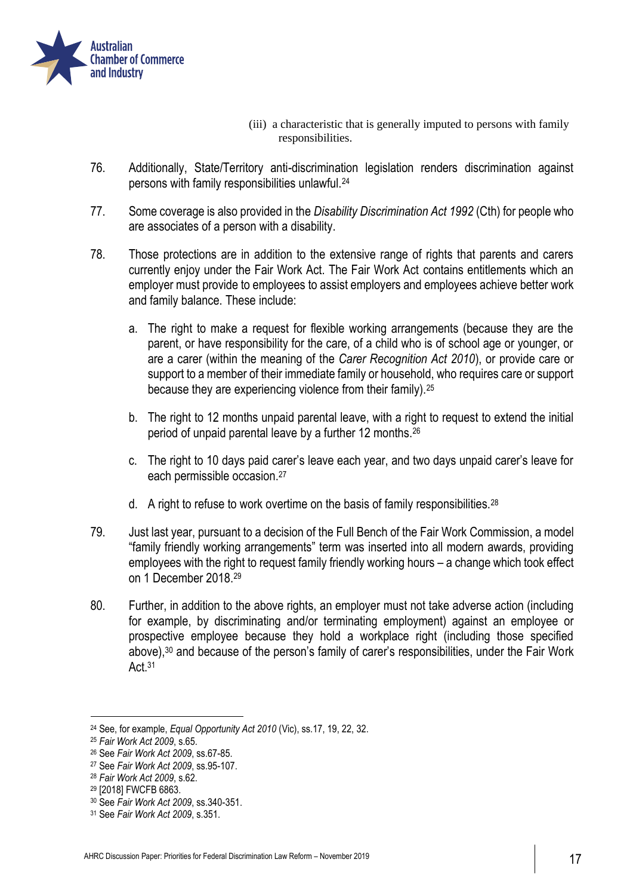(iii) a characteristic that is generally imputed to persons with family responsibilities.

76. Additionally, State/Territory anti-discrimination legislation renders discrimination against persons with family responsibilities unlawful.[24]

77. Some coverage is also provided in the *Disability Discrimination Act 1992* (Cth) for people who are associates of a person with a disability.

78. Those protections are in addition to the extensive range of rights that parents and carers currently enjoy under the Fair Work Act. The Fair Work Act contains entitlements which an employer must provide to employees to assist employers and employees achieve better work and family balance. These include:

   a. The right to make a request for flexible working arrangements (because they are the parent, or have responsibility for the care, of a child who is of school age or younger, or are a carer (within the meaning of the *Carer Recognition Act 2010*), or provide care or support to a member of their immediate family or household, who requires care or support because they are experiencing violence from their family).[25]

   b. The right to 12 months unpaid parental leave, with a right to request to extend the initial period of unpaid parental leave by a further 12 months.[26]

   c. The right to 10 days paid carer's leave each year, and two days unpaid carer's leave for each permissible occasion.[27]

   d. A right to refuse to work overtime on the basis of family responsibilities.[28]

79. Just last year, pursuant to a decision of the Full Bench of the Fair Work Commission, a model "family friendly working arrangements" term was inserted into all modern awards, providing employees with the right to request family friendly working hours – a change which took effect on 1 December 2018.[29]

80. Further, in addition to the above rights, an employer must not take adverse action (including for example, by discriminating and/or terminating employment) against an employee or prospective employee because they hold a workplace right (including those specified above),[30] and because of the person's family of carer's responsibilities, under the Fair Work Act.[31]

---

[24] See, for example, *Equal Opportunity Act 2010* (Vic), ss.17, 19, 22, 32.

[25] *Fair Work Act 2009*, s.65.

[26] See *Fair Work Act 2009*, ss.67-85.

[27] See *Fair Work Act 2009*, ss.95-107.

[28] *Fair Work Act 2009*, s.62.

[29] [2018] FWCFB 6863.

[30] See *Fair Work Act 2009*, ss.340-351.

[31] See *Fair Work Act 2009*, s.351.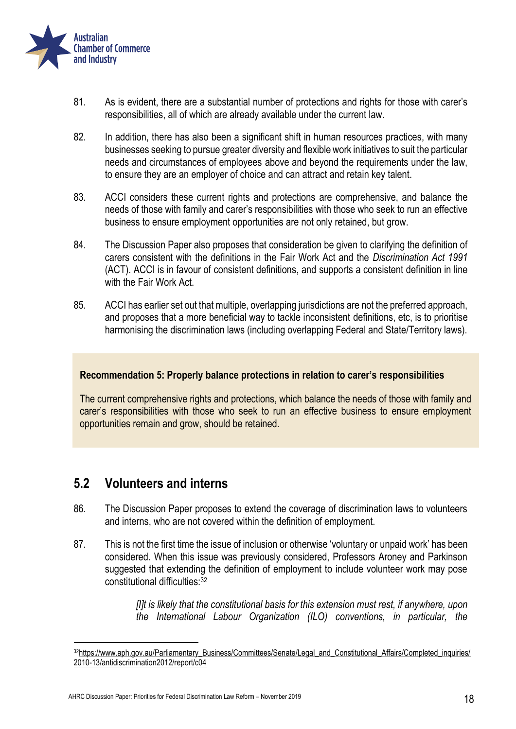81. As is evident, there are a substantial number of protections and rights for those with carer's responsibilities, all of which are already available under the current law.

82. In addition, there has also been a significant shift in human resources practices, with many businesses seeking to pursue greater diversity and flexible work initiatives to suit the particular needs and circumstances of employees above and beyond the requirements under the law, to ensure they are an employer of choice and can attract and retain key talent.

83. ACCI considers these current rights and protections are comprehensive, and balance the needs of those with family and carer's responsibilities with those who seek to run an effective business to ensure employment opportunities are not only retained, but grow.

84. The Discussion Paper also proposes that consideration be given to clarifying the definition of carers consistent with the definitions in the Fair Work Act and the *Discrimination Act 1991* (ACT). ACCI is in favour of consistent definitions, and supports a consistent definition in line with the Fair Work Act.

85. ACCI has earlier set out that multiple, overlapping jurisdictions are not the preferred approach, and proposes that a more beneficial way to tackle inconsistent definitions, etc, is to prioritise harmonising the discrimination laws (including overlapping Federal and State/Territory laws).

**Recommendation 5: Properly balance protections in relation to carer's responsibilities**

The current comprehensive rights and protections, which balance the needs of those with family and carer's responsibilities with those who seek to run an effective business to ensure employment opportunities remain and grow, should be retained.

## 5.2 Volunteers and interns

86. The Discussion Paper proposes to extend the coverage of discrimination laws to volunteers and interns, who are not covered within the definition of employment.

87. This is not the first time the issue of inclusion or otherwise 'voluntary or unpaid work' has been considered. When this issue was previously considered, Professors Aroney and Parkinson suggested that extending the definition of employment to include volunteer work may pose constitutional difficulties:[32]

> *[I]t is likely that the constitutional basis for this extension must rest, if anywhere, upon the International Labour Organization (ILO) conventions, in particular, the*

[32] https://www.aph.gov.au/Parliamentary_Business/Committees/Senate/Legal_and_Constitutional_Affairs/Completed_inquiries/2010-13/antidiscrimination2012/report/c04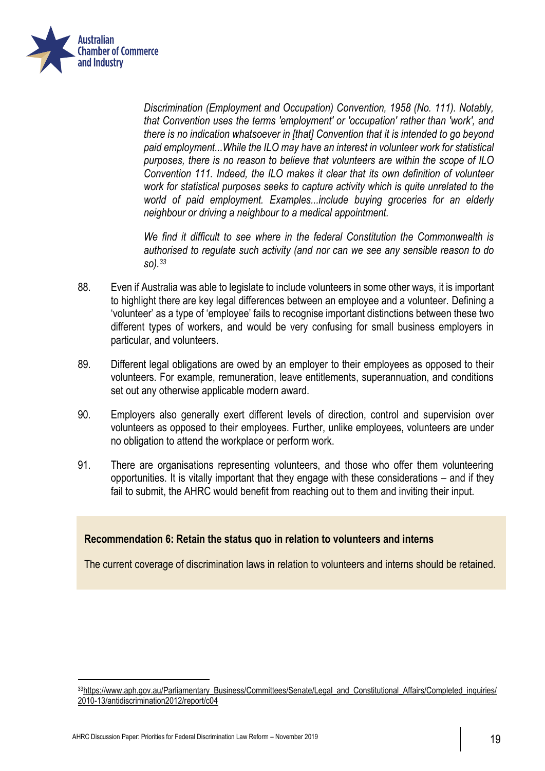*Discrimination (Employment and Occupation) Convention, 1958 (No. 111). Notably, that Convention uses the terms 'employment' or 'occupation' rather than 'work', and there is no indication whatsoever in [that] Convention that it is intended to go beyond paid employment...While the ILO may have an interest in volunteer work for statistical purposes, there is no reason to believe that volunteers are within the scope of ILO Convention 111. Indeed, the ILO makes it clear that its own definition of volunteer work for statistical purposes seeks to capture activity which is quite unrelated to the world of paid employment. Examples...include buying groceries for an elderly neighbour or driving a neighbour to a medical appointment.*

*We find it difficult to see where in the federal Constitution the Commonwealth is authorised to regulate such activity (and nor can we see any sensible reason to do so).*[33]

88. Even if Australia was able to legislate to include volunteers in some other ways, it is important to highlight there are key legal differences between an employee and a volunteer. Defining a 'volunteer' as a type of 'employee' fails to recognise important distinctions between these two different types of workers, and would be very confusing for small business employers in particular, and volunteers.

89. Different legal obligations are owed by an employer to their employees as opposed to their volunteers. For example, remuneration, leave entitlements, superannuation, and conditions set out any otherwise applicable modern award.

90. Employers also generally exert different levels of direction, control and supervision over volunteers as opposed to their employees. Further, unlike employees, volunteers are under no obligation to attend the workplace or perform work.

91. There are organisations representing volunteers, and those who offer them volunteering opportunities. It is vitally important that they engage with these considerations – and if they fail to submit, the AHRC would benefit from reaching out to them and inviting their input.

**Recommendation 6: Retain the status quo in relation to volunteers and interns**

The current coverage of discrimination laws in relation to volunteers and interns should be retained.

[33] https://www.aph.gov.au/Parliamentary_Business/Committees/Senate/Legal_and_Constitutional_Affairs/Completed_inquiries/2010-13/antidiscrimination2012/report/c04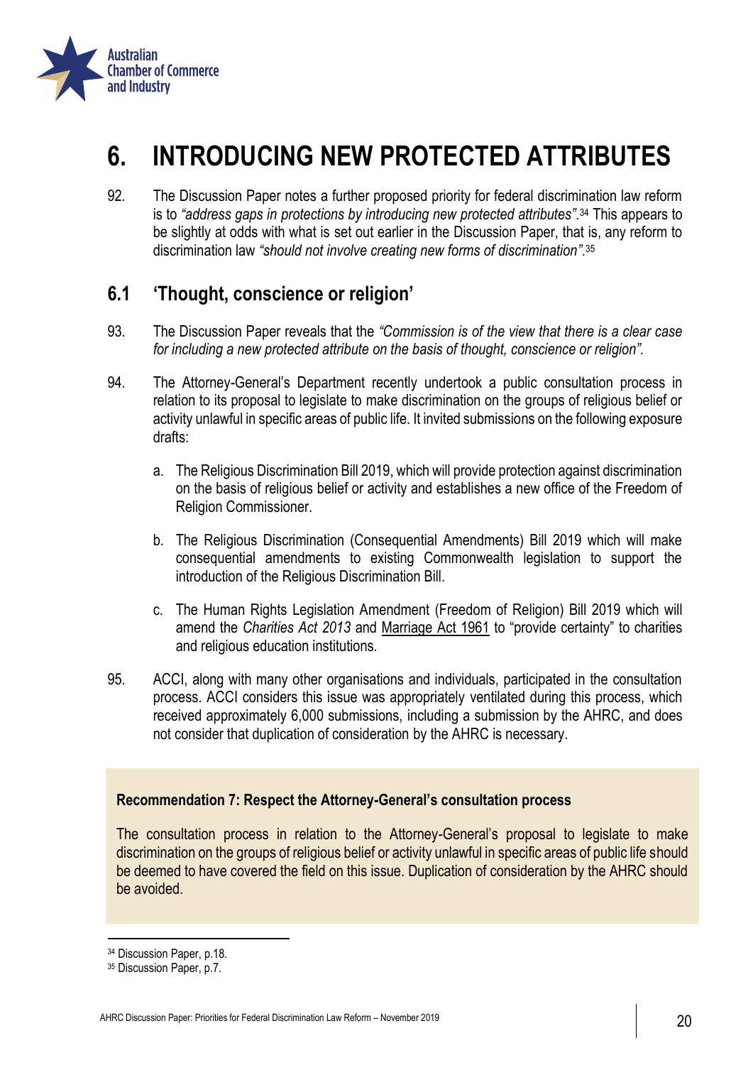# 6. INTRODUCING NEW PROTECTED ATTRIBUTES

92. The Discussion Paper notes a further proposed priority for federal discrimination law reform is to *"address gaps in protections by introducing new protected attributes"*.[34] This appears to be slightly at odds with what is set out earlier in the Discussion Paper, that is, any reform to discrimination law *"should not involve creating new forms of discrimination"*.[35]

## 6.1 'Thought, conscience or religion'

93. The Discussion Paper reveals that the *"Commission is of the view that there is a clear case for including a new protected attribute on the basis of thought, conscience or religion".*

94. The Attorney-General's Department recently undertook a public consultation process in relation to its proposal to legislate to make discrimination on the groups of religious belief or activity unlawful in specific areas of public life. It invited submissions on the following exposure drafts:

    a. The Religious Discrimination Bill 2019, which will provide protection against discrimination on the basis of religious belief or activity and establishes a new office of the Freedom of Religion Commissioner.

    b. The Religious Discrimination (Consequential Amendments) Bill 2019 which will make consequential amendments to existing Commonwealth legislation to support the introduction of the Religious Discrimination Bill.

    c. The Human Rights Legislation Amendment (Freedom of Religion) Bill 2019 which will amend the *Charities Act 2013* and Marriage Act 1961 to "provide certainty" to charities and religious education institutions.

95. ACCI, along with many other organisations and individuals, participated in the consultation process. ACCI considers this issue was appropriately ventilated during this process, which received approximately 6,000 submissions, including a submission by the AHRC, and does not consider that duplication of consideration by the AHRC is necessary.

**Recommendation 7: Respect the Attorney-General's consultation process**

The consultation process in relation to the Attorney-General's proposal to legislate to make discrimination on the groups of religious belief or activity unlawful in specific areas of public life should be deemed to have covered the field on this issue. Duplication of consideration by the AHRC should be avoided.

[34] Discussion Paper, p.18.

[35] Discussion Paper, p.7.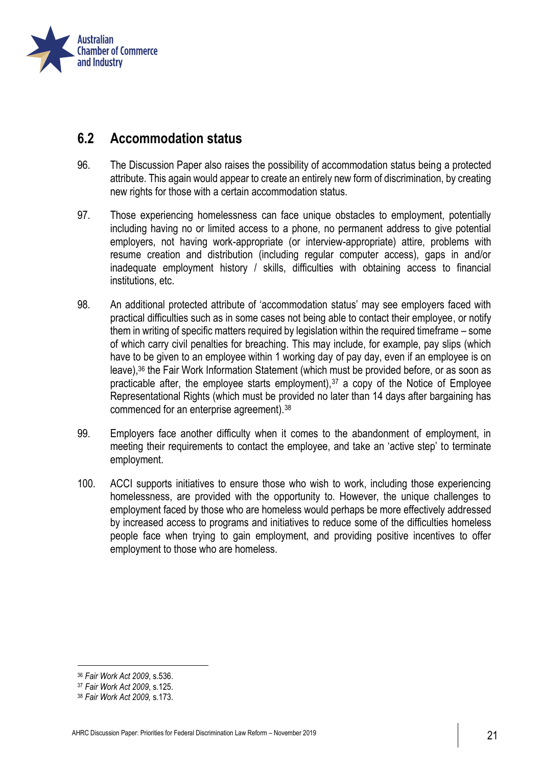## 6.2 Accommodation status

96. The Discussion Paper also raises the possibility of accommodation status being a protected attribute. This again would appear to create an entirely new form of discrimination, by creating new rights for those with a certain accommodation status.

97. Those experiencing homelessness can face unique obstacles to employment, potentially including having no or limited access to a phone, no permanent address to give potential employers, not having work-appropriate (or interview-appropriate) attire, problems with resume creation and distribution (including regular computer access), gaps in and/or inadequate employment history / skills, difficulties with obtaining access to financial institutions, etc.

98. An additional protected attribute of 'accommodation status' may see employers faced with practical difficulties such as in some cases not being able to contact their employee, or notify them in writing of specific matters required by legislation within the required timeframe – some of which carry civil penalties for breaching. This may include, for example, pay slips (which have to be given to an employee within 1 working day of pay day, even if an employee is on leave),[36] the Fair Work Information Statement (which must be provided before, or as soon as practicable after, the employee starts employment),[37] a copy of the Notice of Employee Representational Rights (which must be provided no later than 14 days after bargaining has commenced for an enterprise agreement).[38]

99. Employers face another difficulty when it comes to the abandonment of employment, in meeting their requirements to contact the employee, and take an 'active step' to terminate employment.

100. ACCI supports initiatives to ensure those who wish to work, including those experiencing homelessness, are provided with the opportunity to. However, the unique challenges to employment faced by those who are homeless would perhaps be more effectively addressed by increased access to programs and initiatives to reduce some of the difficulties homeless people face when trying to gain employment, and providing positive incentives to offer employment to those who are homeless.

---

[36] *Fair Work Act 2009*, s.536.

[37] *Fair Work Act 2009*, s.125.

[38] *Fair Work Act 2009,* s.173.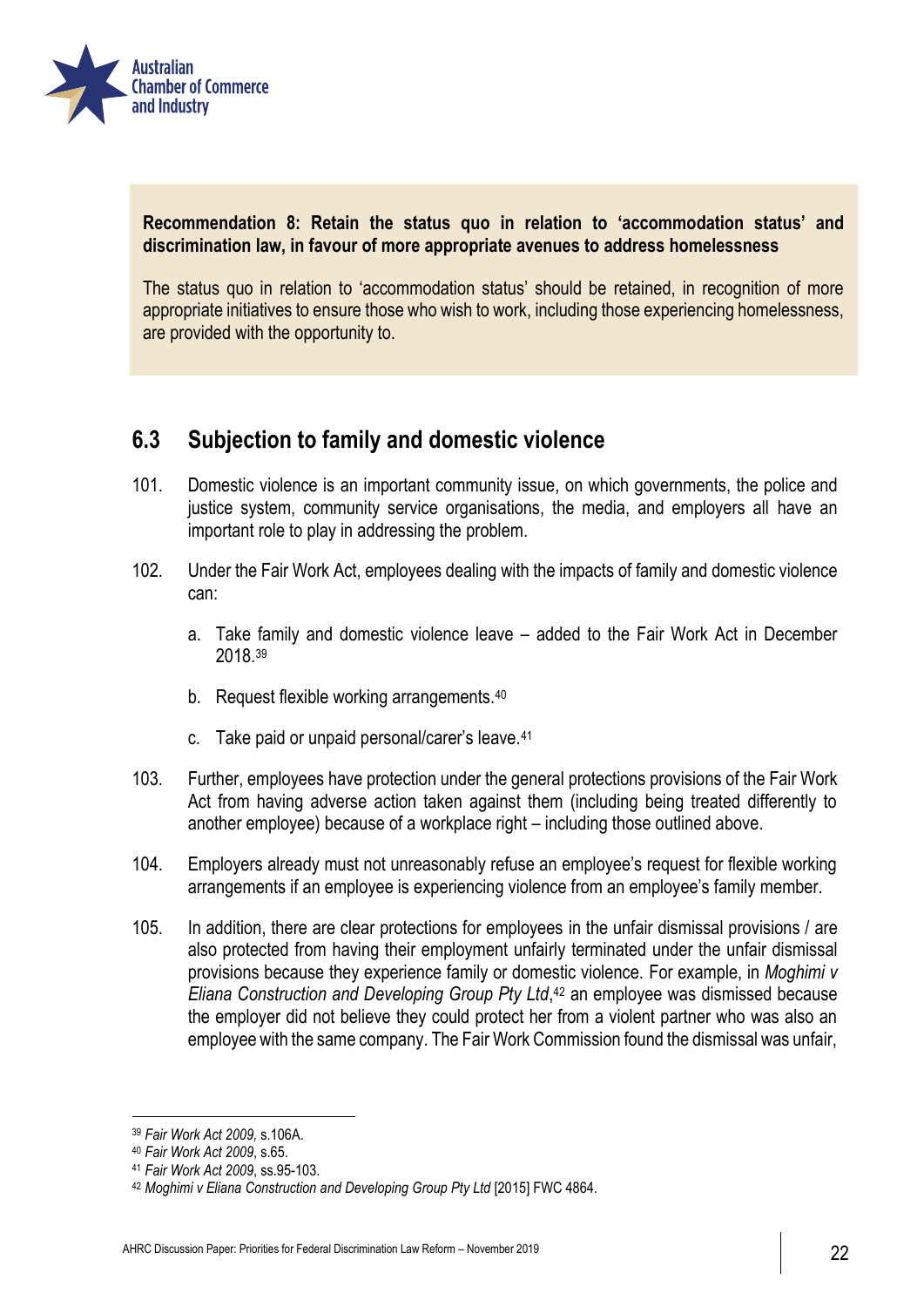**Recommendation 8: Retain the status quo in relation to 'accommodation status' and discrimination law, in favour of more appropriate avenues to address homelessness**

The status quo in relation to 'accommodation status' should be retained, in recognition of more appropriate initiatives to ensure those who wish to work, including those experiencing homelessness, are provided with the opportunity to.

## 6.3 Subjection to family and domestic violence

101. Domestic violence is an important community issue, on which governments, the police and justice system, community service organisations, the media, and employers all have an important role to play in addressing the problem.

102. Under the Fair Work Act, employees dealing with the impacts of family and domestic violence can:

    a. Take family and domestic violence leave – added to the Fair Work Act in December 2018.[39]

    b. Request flexible working arrangements.[40]

    c. Take paid or unpaid personal/carer's leave.[41]

103. Further, employees have protection under the general protections provisions of the Fair Work Act from having adverse action taken against them (including being treated differently to another employee) because of a workplace right – including those outlined above.

104. Employers already must not unreasonably refuse an employee's request for flexible working arrangements if an employee is experiencing violence from an employee's family member.

105. In addition, there are clear protections for employees in the unfair dismissal provisions / are also protected from having their employment unfairly terminated under the unfair dismissal provisions because they experience family or domestic violence. For example, in *Moghimi v Eliana Construction and Developing Group Pty Ltd*,[42] an employee was dismissed because the employer did not believe they could protect her from a violent partner who was also an employee with the same company. The Fair Work Commission found the dismissal was unfair,

[39] *Fair Work Act 2009,* s.106A.

[40] *Fair Work Act 2009*, s.65.

[41] *Fair Work Act 2009*, ss.95-103.

[42] *Moghimi v Eliana Construction and Developing Group Pty Ltd* [2015] FWC 4864.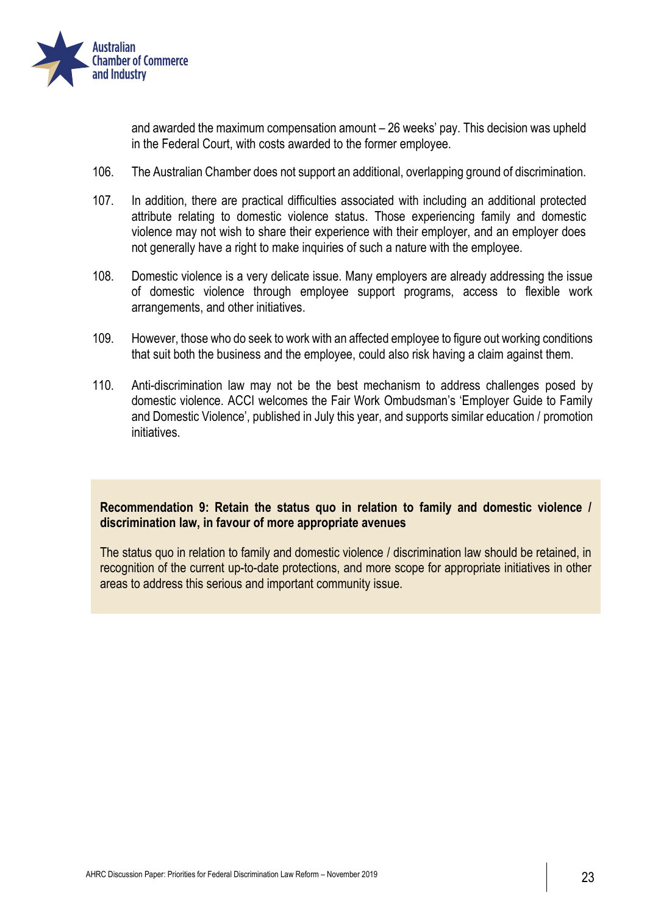and awarded the maximum compensation amount – 26 weeks' pay. This decision was upheld in the Federal Court, with costs awarded to the former employee.

106. The Australian Chamber does not support an additional, overlapping ground of discrimination.

107. In addition, there are practical difficulties associated with including an additional protected attribute relating to domestic violence status. Those experiencing family and domestic violence may not wish to share their experience with their employer, and an employer does not generally have a right to make inquiries of such a nature with the employee.

108. Domestic violence is a very delicate issue. Many employers are already addressing the issue of domestic violence through employee support programs, access to flexible work arrangements, and other initiatives.

109. However, those who do seek to work with an affected employee to figure out working conditions that suit both the business and the employee, could also risk having a claim against them.

110. Anti-discrimination law may not be the best mechanism to address challenges posed by domestic violence. ACCI welcomes the Fair Work Ombudsman's 'Employer Guide to Family and Domestic Violence', published in July this year, and supports similar education / promotion initiatives.

**Recommendation 9: Retain the status quo in relation to family and domestic violence / discrimination law, in favour of more appropriate avenues**

The status quo in relation to family and domestic violence / discrimination law should be retained, in recognition of the current up-to-date protections, and more scope for appropriate initiatives in other areas to address this serious and important community issue.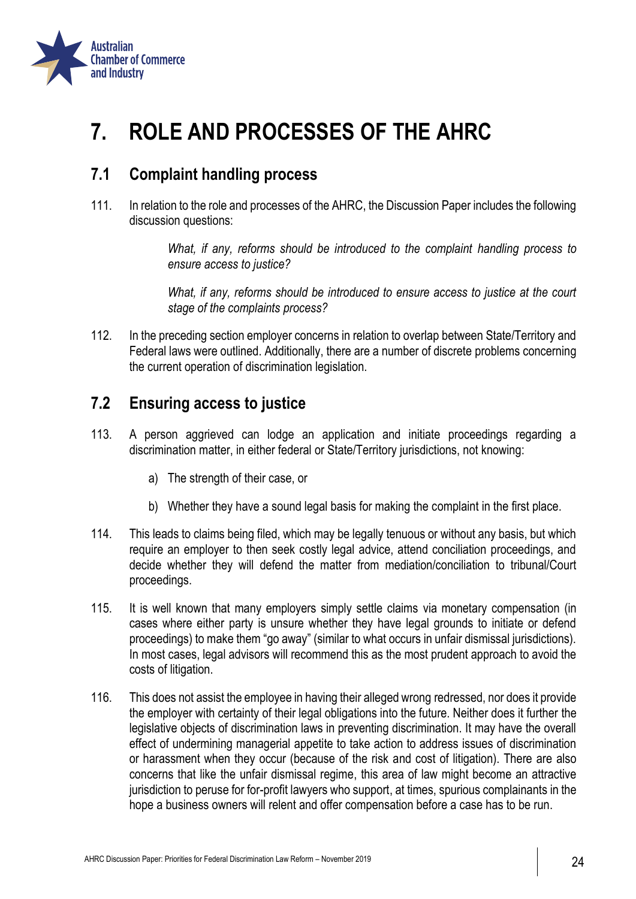# 7. ROLE AND PROCESSES OF THE AHRC

## 7.1 Complaint handling process

111. In relation to the role and processes of the AHRC, the Discussion Paper includes the following discussion questions:

> *What, if any, reforms should be introduced to the complaint handling process to ensure access to justice?*
>
> *What, if any, reforms should be introduced to ensure access to justice at the court stage of the complaints process?*

112. In the preceding section employer concerns in relation to overlap between State/Territory and Federal laws were outlined. Additionally, there are a number of discrete problems concerning the current operation of discrimination legislation.

## 7.2 Ensuring access to justice

113. A person aggrieved can lodge an application and initiate proceedings regarding a discrimination matter, in either federal or State/Territory jurisdictions, not knowing:

    a) The strength of their case, or

    b) Whether they have a sound legal basis for making the complaint in the first place.

114. This leads to claims being filed, which may be legally tenuous or without any basis, but which require an employer to then seek costly legal advice, attend conciliation proceedings, and decide whether they will defend the matter from mediation/conciliation to tribunal/Court proceedings.

115. It is well known that many employers simply settle claims via monetary compensation (in cases where either party is unsure whether they have legal grounds to initiate or defend proceedings) to make them "go away" (similar to what occurs in unfair dismissal jurisdictions). In most cases, legal advisors will recommend this as the most prudent approach to avoid the costs of litigation.

116. This does not assist the employee in having their alleged wrong redressed, nor does it provide the employer with certainty of their legal obligations into the future. Neither does it further the legislative objects of discrimination laws in preventing discrimination. It may have the overall effect of undermining managerial appetite to take action to address issues of discrimination or harassment when they occur (because of the risk and cost of litigation). There are also concerns that like the unfair dismissal regime, this area of law might become an attractive jurisdiction to peruse for for-profit lawyers who support, at times, spurious complainants in the hope a business owners will relent and offer compensation before a case has to be run.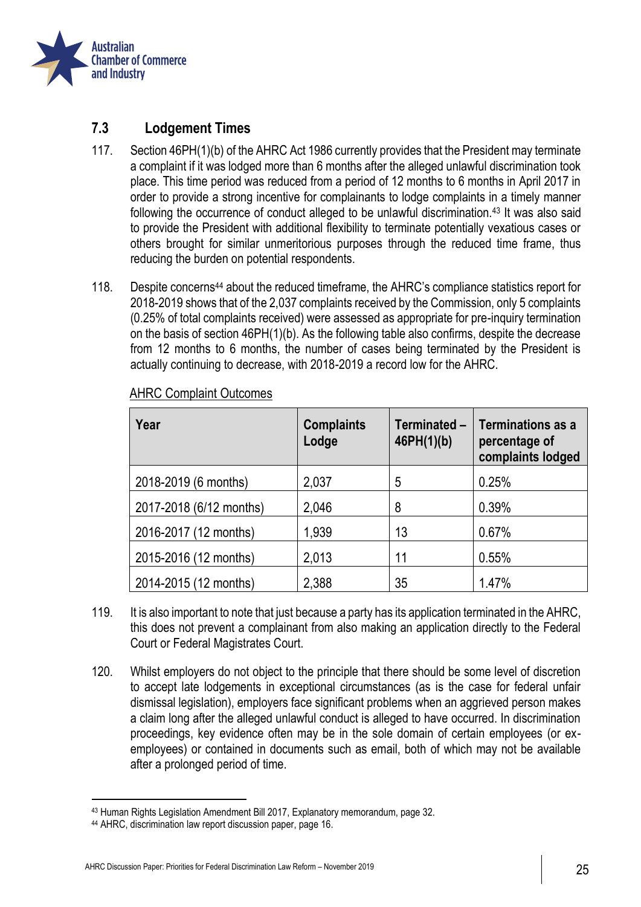## 7.3 Lodgement Times

117. Section 46PH(1)(b) of the AHRC Act 1986 currently provides that the President may terminate a complaint if it was lodged more than 6 months after the alleged unlawful discrimination took place. This time period was reduced from a period of 12 months to 6 months in April 2017 in order to provide a strong incentive for complainants to lodge complaints in a timely manner following the occurrence of conduct alleged to be unlawful discrimination.[43] It was also said to provide the President with additional flexibility to terminate potentially vexatious cases or others brought for similar unmeritorious purposes through the reduced time frame, thus reducing the burden on potential respondents.

118. Despite concerns[44] about the reduced timeframe, the AHRC's compliance statistics report for 2018-2019 shows that of the 2,037 complaints received by the Commission, only 5 complaints (0.25% of total complaints received) were assessed as appropriate for pre-inquiry termination on the basis of section 46PH(1)(b). As the following table also confirms, despite the decrease from 12 months to 6 months, the number of cases being terminated by the President is actually continuing to decrease, with 2018-2019 a record low for the AHRC.

<u>AHRC Complaint Outcomes</u>

| Year | Complaints Lodge | Terminated – 46PH(1)(b) | Terminations as a percentage of complaints lodged |
|---|---|---|---|
| 2018-2019 (6 months) | 2,037 | 5 | 0.25% |
| 2017-2018 (6/12 months) | 2,046 | 8 | 0.39% |
| 2016-2017 (12 months) | 1,939 | 13 | 0.67% |
| 2015-2016 (12 months) | 2,013 | 11 | 0.55% |
| 2014-2015 (12 months) | 2,388 | 35 | 1.47% |

119. It is also important to note that just because a party has its application terminated in the AHRC, this does not prevent a complainant from also making an application directly to the Federal Court or Federal Magistrates Court.

120. Whilst employers do not object to the principle that there should be some level of discretion to accept late lodgements in exceptional circumstances (as is the case for federal unfair dismissal legislation), employers face significant problems when an aggrieved person makes a claim long after the alleged unlawful conduct is alleged to have occurred. In discrimination proceedings, key evidence often may be in the sole domain of certain employees (or ex-employees) or contained in documents such as email, both of which may not be available after a prolonged period of time.

[43] Human Rights Legislation Amendment Bill 2017, Explanatory memorandum, page 32.
[44] AHRC, discrimination law report discussion paper, page 16.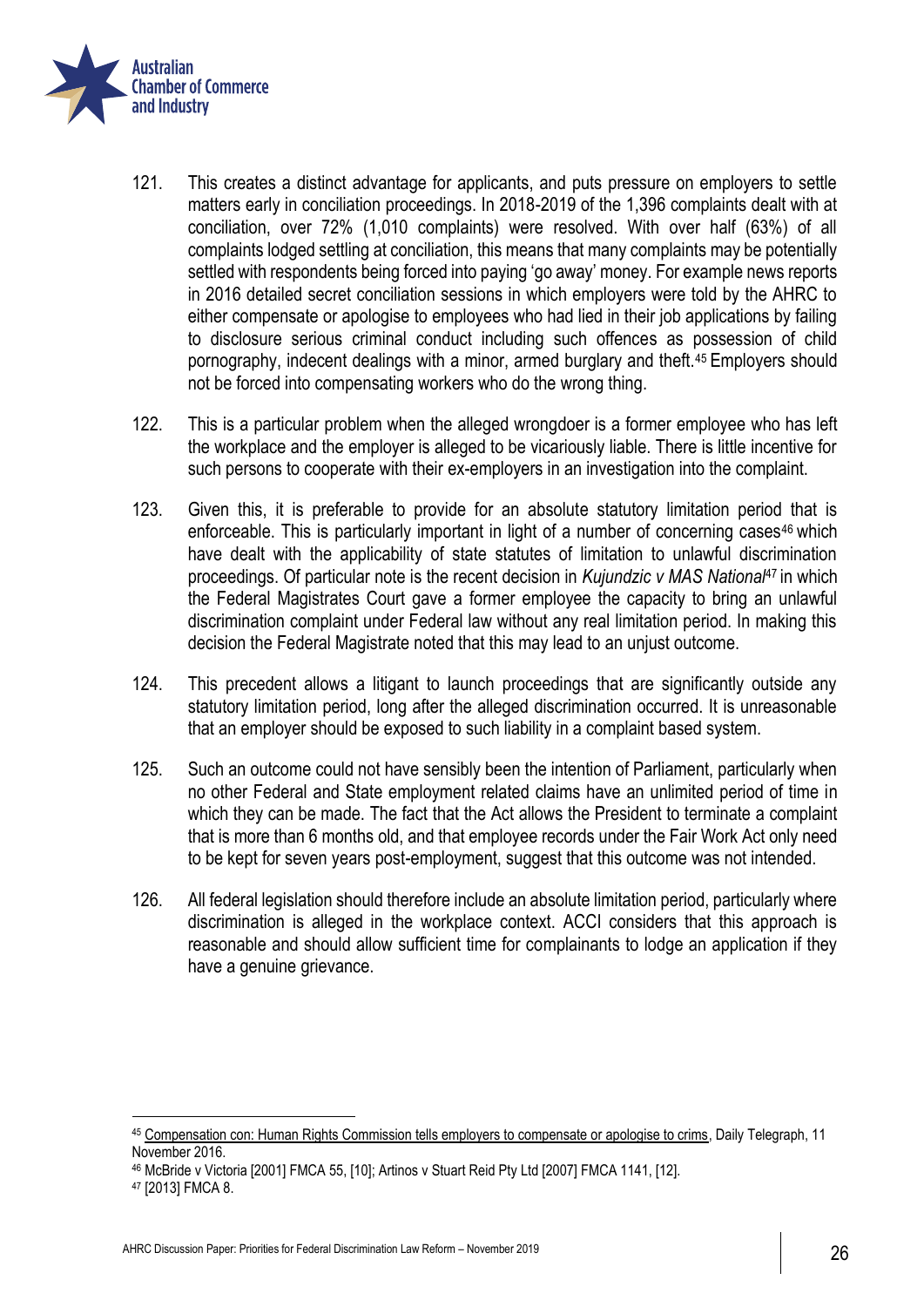121. This creates a distinct advantage for applicants, and puts pressure on employers to settle matters early in conciliation proceedings. In 2018-2019 of the 1,396 complaints dealt with at conciliation, over 72% (1,010 complaints) were resolved. With over half (63%) of all complaints lodged settling at conciliation, this means that many complaints may be potentially settled with respondents being forced into paying 'go away' money. For example news reports in 2016 detailed secret conciliation sessions in which employers were told by the AHRC to either compensate or apologise to employees who had lied in their job applications by failing to disclosure serious criminal conduct including such offences as possession of child pornography, indecent dealings with a minor, armed burglary and theft.[45] Employers should not be forced into compensating workers who do the wrong thing.

122. This is a particular problem when the alleged wrongdoer is a former employee who has left the workplace and the employer is alleged to be vicariously liable. There is little incentive for such persons to cooperate with their ex-employers in an investigation into the complaint.

123. Given this, it is preferable to provide for an absolute statutory limitation period that is enforceable. This is particularly important in light of a number of concerning cases[46] which have dealt with the applicability of state statutes of limitation to unlawful discrimination proceedings. Of particular note is the recent decision in *Kujundzic v MAS National*[47] in which the Federal Magistrates Court gave a former employee the capacity to bring an unlawful discrimination complaint under Federal law without any real limitation period. In making this decision the Federal Magistrate noted that this may lead to an unjust outcome.

124. This precedent allows a litigant to launch proceedings that are significantly outside any statutory limitation period, long after the alleged discrimination occurred. It is unreasonable that an employer should be exposed to such liability in a complaint based system.

125. Such an outcome could not have sensibly been the intention of Parliament, particularly when no other Federal and State employment related claims have an unlimited period of time in which they can be made. The fact that the Act allows the President to terminate a complaint that is more than 6 months old, and that employee records under the Fair Work Act only need to be kept for seven years post-employment, suggest that this outcome was not intended.

126. All federal legislation should therefore include an absolute limitation period, particularly where discrimination is alleged in the workplace context. ACCI considers that this approach is reasonable and should allow sufficient time for complainants to lodge an application if they have a genuine grievance.

---

[45] Compensation con: Human Rights Commission tells employers to compensate or apologise to crims, Daily Telegraph, 11 November 2016.

[46] McBride v Victoria [2001] FMCA 55, [10]; Artinos v Stuart Reid Pty Ltd [2007] FMCA 1141, [12].

[47] [2013] FMCA 8.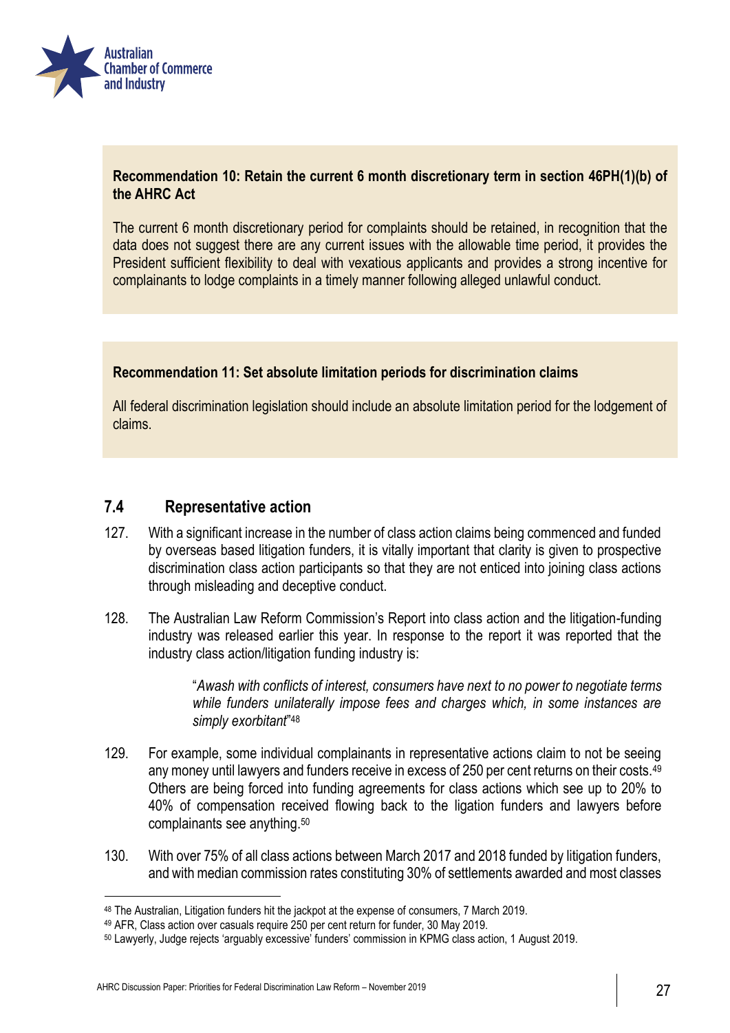**Recommendation 10: Retain the current 6 month discretionary term in section 46PH(1)(b) of the AHRC Act**

The current 6 month discretionary period for complaints should be retained, in recognition that the data does not suggest there are any current issues with the allowable time period, it provides the President sufficient flexibility to deal with vexatious applicants and provides a strong incentive for complainants to lodge complaints in a timely manner following alleged unlawful conduct.

**Recommendation 11: Set absolute limitation periods for discrimination claims**

All federal discrimination legislation should include an absolute limitation period for the lodgement of claims.

## 7.4 Representative action

127. With a significant increase in the number of class action claims being commenced and funded by overseas based litigation funders, it is vitally important that clarity is given to prospective discrimination class action participants so that they are not enticed into joining class actions through misleading and deceptive conduct.

128. The Australian Law Reform Commission's Report into class action and the litigation-funding industry was released earlier this year. In response to the report it was reported that the industry class action/litigation funding industry is:

> "*Awash with conflicts of interest, consumers have next to no power to negotiate terms while funders unilaterally impose fees and charges which, in some instances are simply exorbitant*"[48]

129. For example, some individual complainants in representative actions claim to not be seeing any money until lawyers and funders receive in excess of 250 per cent returns on their costs.[49] Others are being forced into funding agreements for class actions which see up to 20% to 40% of compensation received flowing back to the ligation funders and lawyers before complainants see anything.[50]

130. With over 75% of all class actions between March 2017 and 2018 funded by litigation funders, and with median commission rates constituting 30% of settlements awarded and most classes

---

[48] The Australian, Litigation funders hit the jackpot at the expense of consumers, 7 March 2019.

[49] AFR, Class action over casuals require 250 per cent return for funder, 30 May 2019.

[50] Lawyerly, Judge rejects 'arguably excessive' funders' commission in KPMG class action, 1 August 2019.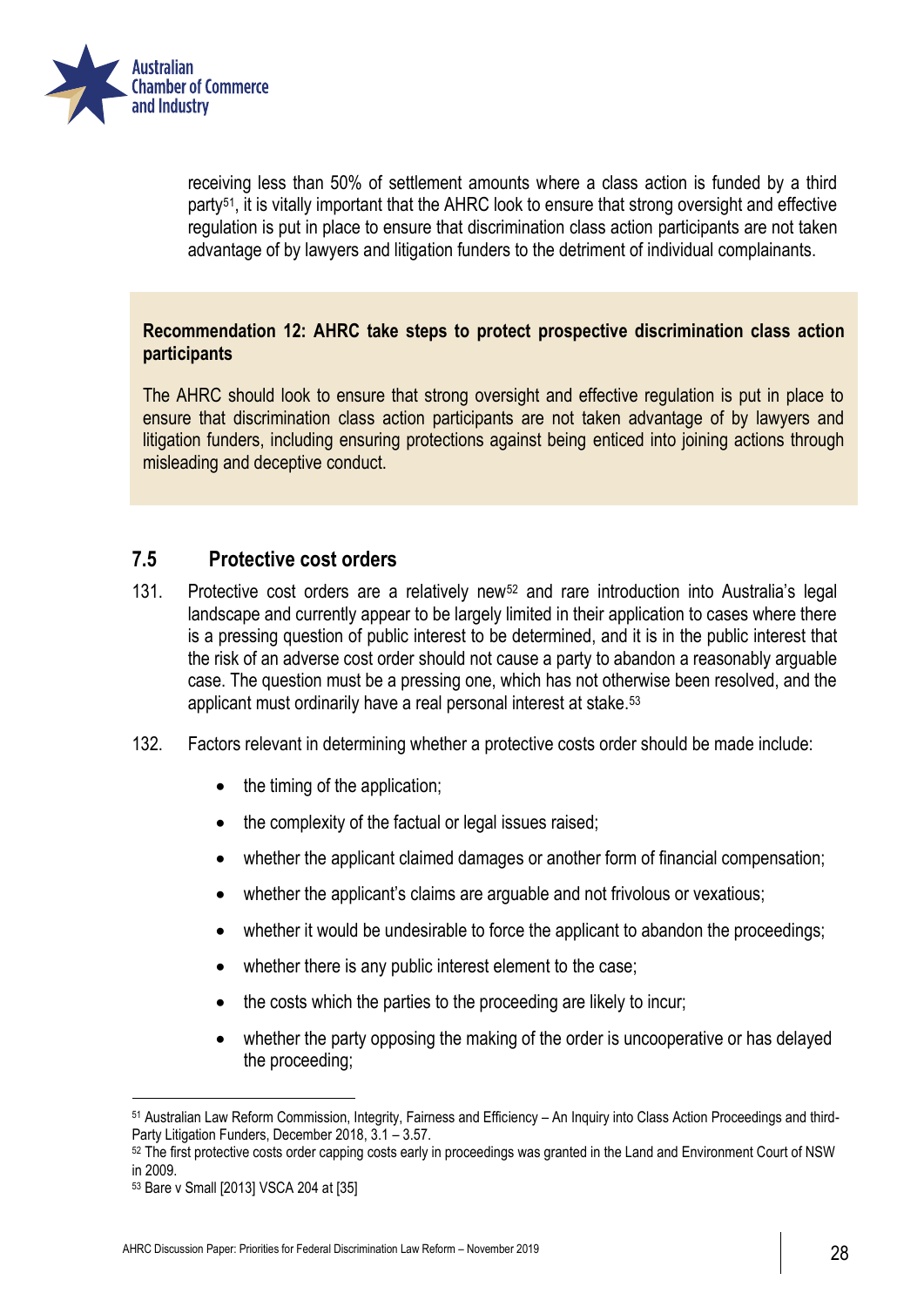receiving less than 50% of settlement amounts where a class action is funded by a third party[51], it is vitally important that the AHRC look to ensure that strong oversight and effective regulation is put in place to ensure that discrimination class action participants are not taken advantage of by lawyers and litigation funders to the detriment of individual complainants.

**Recommendation 12: AHRC take steps to protect prospective discrimination class action participants**

The AHRC should look to ensure that strong oversight and effective regulation is put in place to ensure that discrimination class action participants are not taken advantage of by lawyers and litigation funders, including ensuring protections against being enticed into joining actions through misleading and deceptive conduct.

## 7.5 Protective cost orders

131. Protective cost orders are a relatively new[52] and rare introduction into Australia's legal landscape and currently appear to be largely limited in their application to cases where there is a pressing question of public interest to be determined, and it is in the public interest that the risk of an adverse cost order should not cause a party to abandon a reasonably arguable case. The question must be a pressing one, which has not otherwise been resolved, and the applicant must ordinarily have a real personal interest at stake.[53]

132. Factors relevant in determining whether a protective costs order should be made include:

- the timing of the application;
- the complexity of the factual or legal issues raised;
- whether the applicant claimed damages or another form of financial compensation;
- whether the applicant's claims are arguable and not frivolous or vexatious;
- whether it would be undesirable to force the applicant to abandon the proceedings;
- whether there is any public interest element to the case;
- the costs which the parties to the proceeding are likely to incur;
- whether the party opposing the making of the order is uncooperative or has delayed the proceeding;

---

[51] Australian Law Reform Commission, Integrity, Fairness and Efficiency – An Inquiry into Class Action Proceedings and third-Party Litigation Funders, December 2018, 3.1 – 3.57.

[52] The first protective costs order capping costs early in proceedings was granted in the Land and Environment Court of NSW in 2009.

[53] Bare v Small [2013] VSCA 204 at [35]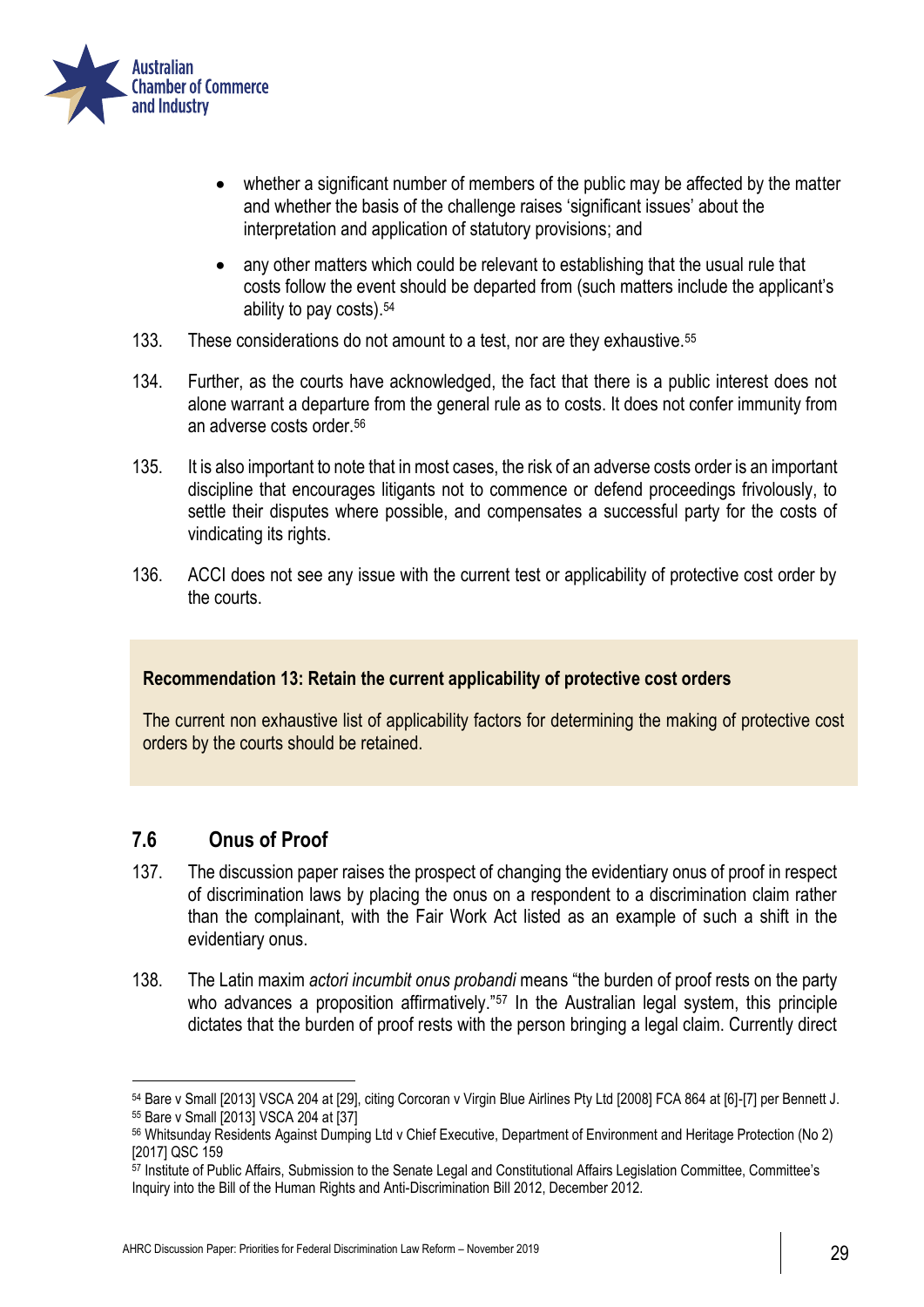- whether a significant number of members of the public may be affected by the matter and whether the basis of the challenge raises 'significant issues' about the interpretation and application of statutory provisions; and
- any other matters which could be relevant to establishing that the usual rule that costs follow the event should be departed from (such matters include the applicant's ability to pay costs).[54]

133. These considerations do not amount to a test, nor are they exhaustive.[55]

134. Further, as the courts have acknowledged, the fact that there is a public interest does not alone warrant a departure from the general rule as to costs. It does not confer immunity from an adverse costs order.[56]

135. It is also important to note that in most cases, the risk of an adverse costs order is an important discipline that encourages litigants not to commence or defend proceedings frivolously, to settle their disputes where possible, and compensates a successful party for the costs of vindicating its rights.

136. ACCI does not see any issue with the current test or applicability of protective cost order by the courts.

> **Recommendation 13: Retain the current applicability of protective cost orders**
>
> The current non exhaustive list of applicability factors for determining the making of protective cost orders by the courts should be retained.

## 7.6 Onus of Proof

137. The discussion paper raises the prospect of changing the evidentiary onus of proof in respect of discrimination laws by placing the onus on a respondent to a discrimination claim rather than the complainant, with the Fair Work Act listed as an example of such a shift in the evidentiary onus.

138. The Latin maxim *actori incumbit onus probandi* means "the burden of proof rests on the party who advances a proposition affirmatively."[57] In the Australian legal system, this principle dictates that the burden of proof rests with the person bringing a legal claim. Currently direct

---

[54] Bare v Small [2013] VSCA 204 at [29], citing Corcoran v Virgin Blue Airlines Pty Ltd [2008] FCA 864 at [6]-[7] per Bennett J.

[55] Bare v Small [2013] VSCA 204 at [37]

[56] Whitsunday Residents Against Dumping Ltd v Chief Executive, Department of Environment and Heritage Protection (No 2) [2017] QSC 159

[57] Institute of Public Affairs, Submission to the Senate Legal and Constitutional Affairs Legislation Committee, Committee's Inquiry into the Bill of the Human Rights and Anti-Discrimination Bill 2012, December 2012.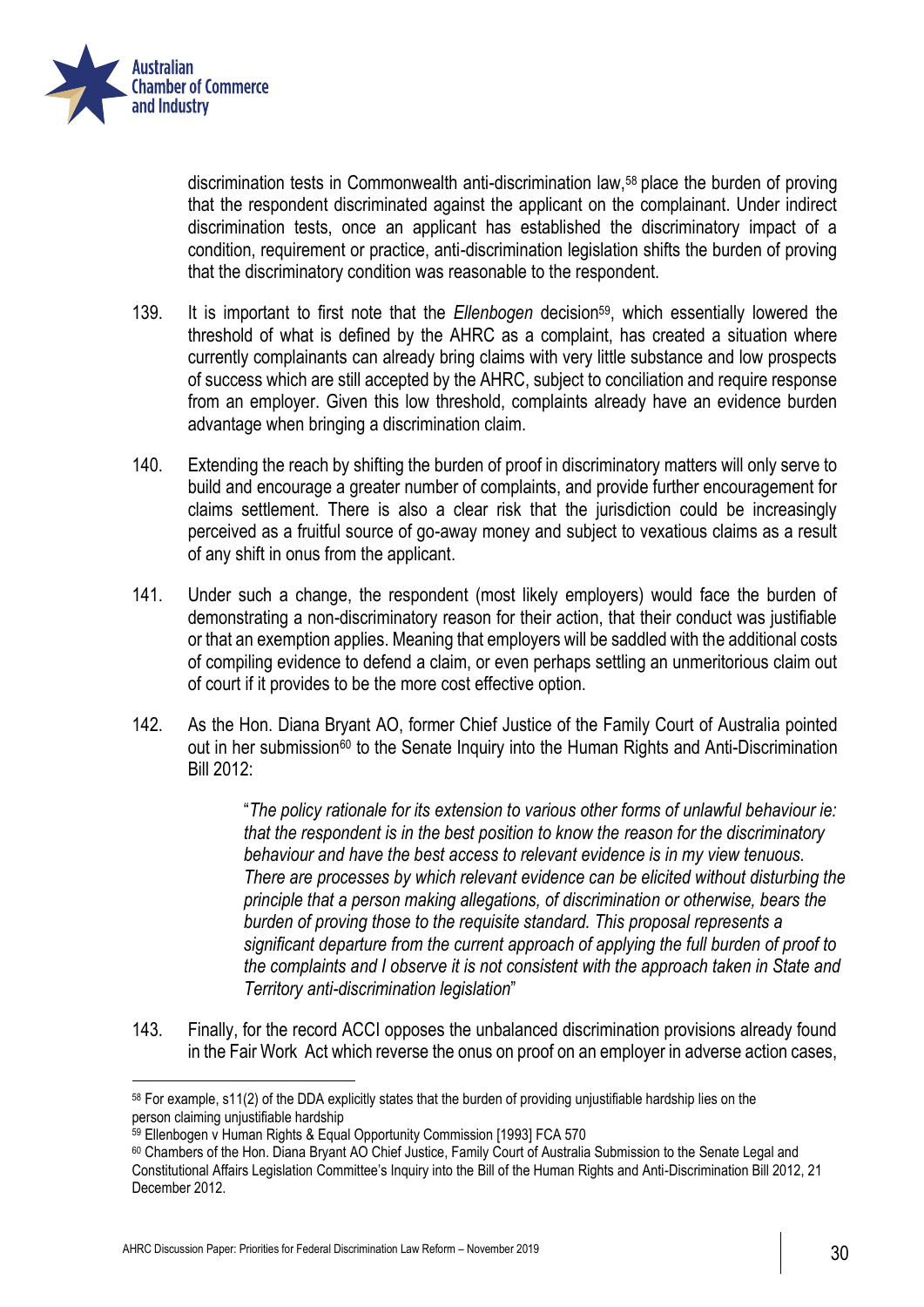discrimination tests in Commonwealth anti-discrimination law,[58] place the burden of proving that the respondent discriminated against the applicant on the complainant. Under indirect discrimination tests, once an applicant has established the discriminatory impact of a condition, requirement or practice, anti-discrimination legislation shifts the burden of proving that the discriminatory condition was reasonable to the respondent.

139. It is important to first note that the *Ellenbogen* decision[59], which essentially lowered the threshold of what is defined by the AHRC as a complaint, has created a situation where currently complainants can already bring claims with very little substance and low prospects of success which are still accepted by the AHRC, subject to conciliation and require response from an employer. Given this low threshold, complaints already have an evidence burden advantage when bringing a discrimination claim.

140. Extending the reach by shifting the burden of proof in discriminatory matters will only serve to build and encourage a greater number of complaints, and provide further encouragement for claims settlement. There is also a clear risk that the jurisdiction could be increasingly perceived as a fruitful source of go-away money and subject to vexatious claims as a result of any shift in onus from the applicant.

141. Under such a change, the respondent (most likely employers) would face the burden of demonstrating a non-discriminatory reason for their action, that their conduct was justifiable or that an exemption applies. Meaning that employers will be saddled with the additional costs of compiling evidence to defend a claim, or even perhaps settling an unmeritorious claim out of court if it provides to be the more cost effective option.

142. As the Hon. Diana Bryant AO, former Chief Justice of the Family Court of Australia pointed out in her submission[60] to the Senate Inquiry into the Human Rights and Anti-Discrimination Bill 2012:

> "*The policy rationale for its extension to various other forms of unlawful behaviour ie: that the respondent is in the best position to know the reason for the discriminatory behaviour and have the best access to relevant evidence is in my view tenuous. There are processes by which relevant evidence can be elicited without disturbing the principle that a person making allegations, of discrimination or otherwise, bears the burden of proving those to the requisite standard. This proposal represents a significant departure from the current approach of applying the full burden of proof to the complaints and I observe it is not consistent with the approach taken in State and Territory anti-discrimination legislation*"

143. Finally, for the record ACCI opposes the unbalanced discrimination provisions already found in the Fair Work Act which reverse the onus on proof on an employer in adverse action cases,

---

[58] For example, s11(2) of the DDA explicitly states that the burden of providing unjustifiable hardship lies on the person claiming unjustifiable hardship

[59] Ellenbogen v Human Rights & Equal Opportunity Commission [1993] FCA 570

[60] Chambers of the Hon. Diana Bryant AO Chief Justice, Family Court of Australia Submission to the Senate Legal and Constitutional Affairs Legislation Committee's Inquiry into the Bill of the Human Rights and Anti-Discrimination Bill 2012, 21 December 2012.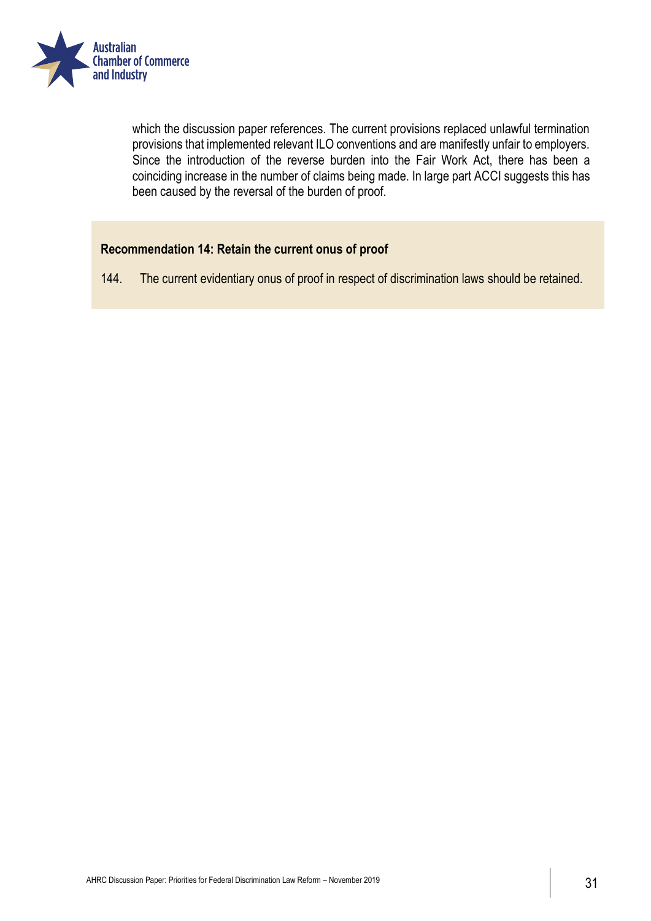which the discussion paper references. The current provisions replaced unlawful termination provisions that implemented relevant ILO conventions and are manifestly unfair to employers. Since the introduction of the reverse burden into the Fair Work Act, there has been a coinciding increase in the number of claims being made. In large part ACCI suggests this has been caused by the reversal of the burden of proof.

**Recommendation 14: Retain the current onus of proof**

144. The current evidentiary onus of proof in respect of discrimination laws should be retained.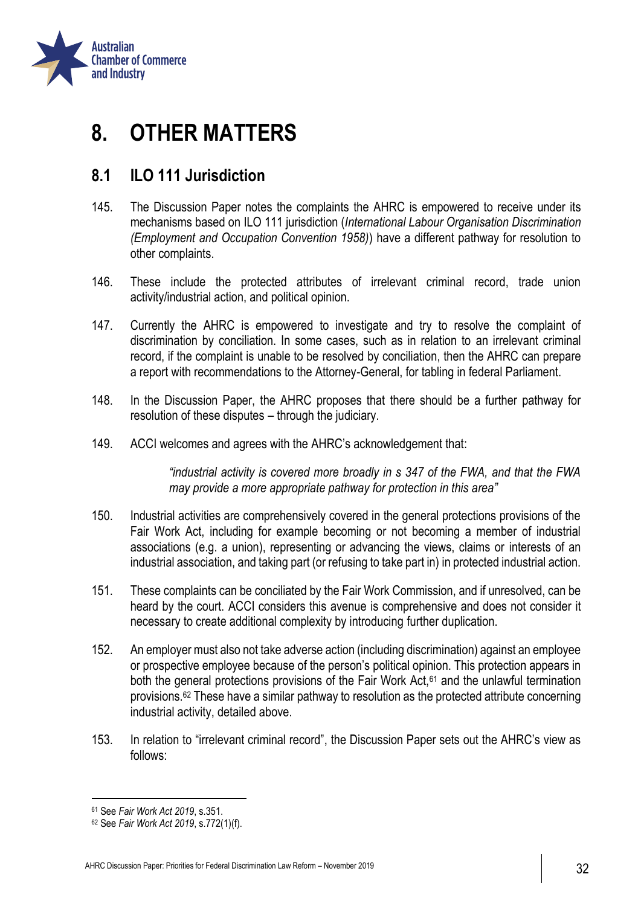# 8. OTHER MATTERS

## 8.1 ILO 111 Jurisdiction

145. The Discussion Paper notes the complaints the AHRC is empowered to receive under its mechanisms based on ILO 111 jurisdiction (*International Labour Organisation Discrimination (Employment and Occupation Convention 1958)*) have a different pathway for resolution to other complaints.

146. These include the protected attributes of irrelevant criminal record, trade union activity/industrial action, and political opinion.

147. Currently the AHRC is empowered to investigate and try to resolve the complaint of discrimination by conciliation. In some cases, such as in relation to an irrelevant criminal record, if the complaint is unable to be resolved by conciliation, then the AHRC can prepare a report with recommendations to the Attorney-General, for tabling in federal Parliament.

148. In the Discussion Paper, the AHRC proposes that there should be a further pathway for resolution of these disputes – through the judiciary.

149. ACCI welcomes and agrees with the AHRC's acknowledgement that:

> *"industrial activity is covered more broadly in s 347 of the FWA, and that the FWA may provide a more appropriate pathway for protection in this area"*

150. Industrial activities are comprehensively covered in the general protections provisions of the Fair Work Act, including for example becoming or not becoming a member of industrial associations (e.g. a union), representing or advancing the views, claims or interests of an industrial association, and taking part (or refusing to take part in) in protected industrial action.

151. These complaints can be conciliated by the Fair Work Commission, and if unresolved, can be heard by the court. ACCI considers this avenue is comprehensive and does not consider it necessary to create additional complexity by introducing further duplication.

152. An employer must also not take adverse action (including discrimination) against an employee or prospective employee because of the person's political opinion. This protection appears in both the general protections provisions of the Fair Work Act,[61] and the unlawful termination provisions.[62] These have a similar pathway to resolution as the protected attribute concerning industrial activity, detailed above.

153. In relation to "irrelevant criminal record", the Discussion Paper sets out the AHRC's view as follows:

---

[61] See *Fair Work Act 2019*, s.351.

[62] See *Fair Work Act 2019*, s.772(1)(f).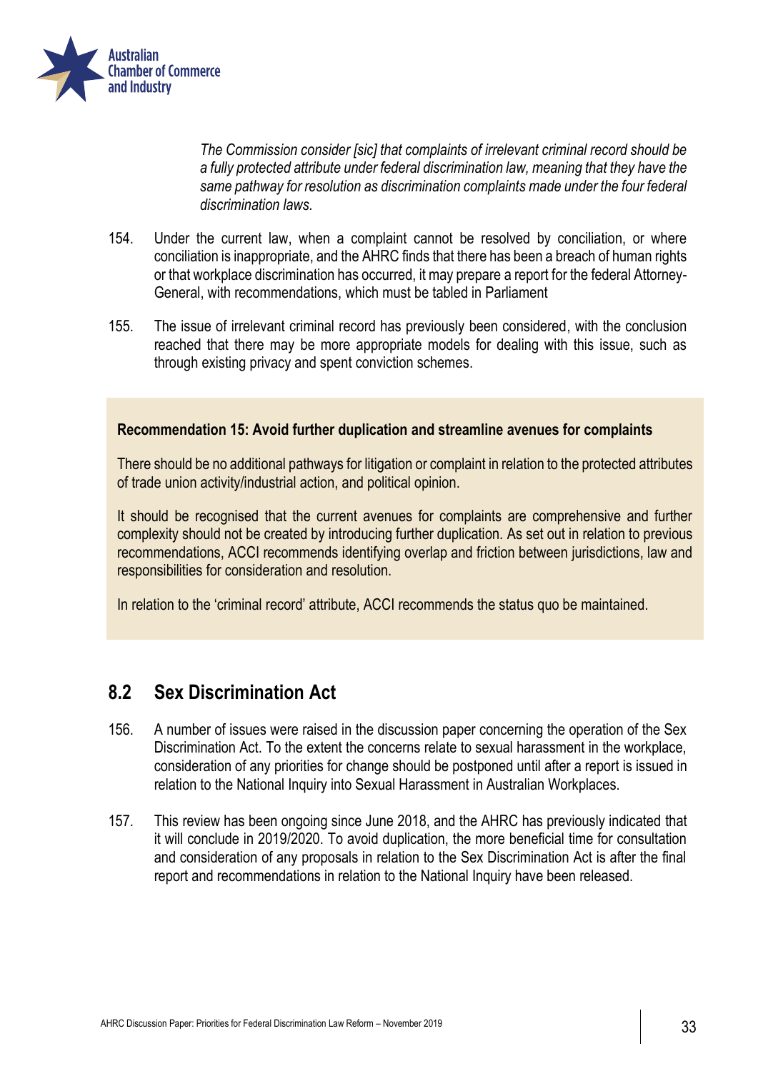> *The Commission consider [sic] that complaints of irrelevant criminal record should be a fully protected attribute under federal discrimination law, meaning that they have the same pathway for resolution as discrimination complaints made under the four federal discrimination laws.*

154. Under the current law, when a complaint cannot be resolved by conciliation, or where conciliation is inappropriate, and the AHRC finds that there has been a breach of human rights or that workplace discrimination has occurred, it may prepare a report for the federal Attorney-General, with recommendations, which must be tabled in Parliament

155. The issue of irrelevant criminal record has previously been considered, with the conclusion reached that there may be more appropriate models for dealing with this issue, such as through existing privacy and spent conviction schemes.

**Recommendation 15: Avoid further duplication and streamline avenues for complaints**

There should be no additional pathways for litigation or complaint in relation to the protected attributes of trade union activity/industrial action, and political opinion.

It should be recognised that the current avenues for complaints are comprehensive and further complexity should not be created by introducing further duplication. As set out in relation to previous recommendations, ACCI recommends identifying overlap and friction between jurisdictions, law and responsibilities for consideration and resolution.

In relation to the 'criminal record' attribute, ACCI recommends the status quo be maintained.

## 8.2 Sex Discrimination Act

156. A number of issues were raised in the discussion paper concerning the operation of the Sex Discrimination Act. To the extent the concerns relate to sexual harassment in the workplace, consideration of any priorities for change should be postponed until after a report is issued in relation to the National Inquiry into Sexual Harassment in Australian Workplaces.

157. This review has been ongoing since June 2018, and the AHRC has previously indicated that it will conclude in 2019/2020. To avoid duplication, the more beneficial time for consultation and consideration of any proposals in relation to the Sex Discrimination Act is after the final report and recommendations in relation to the National Inquiry have been released.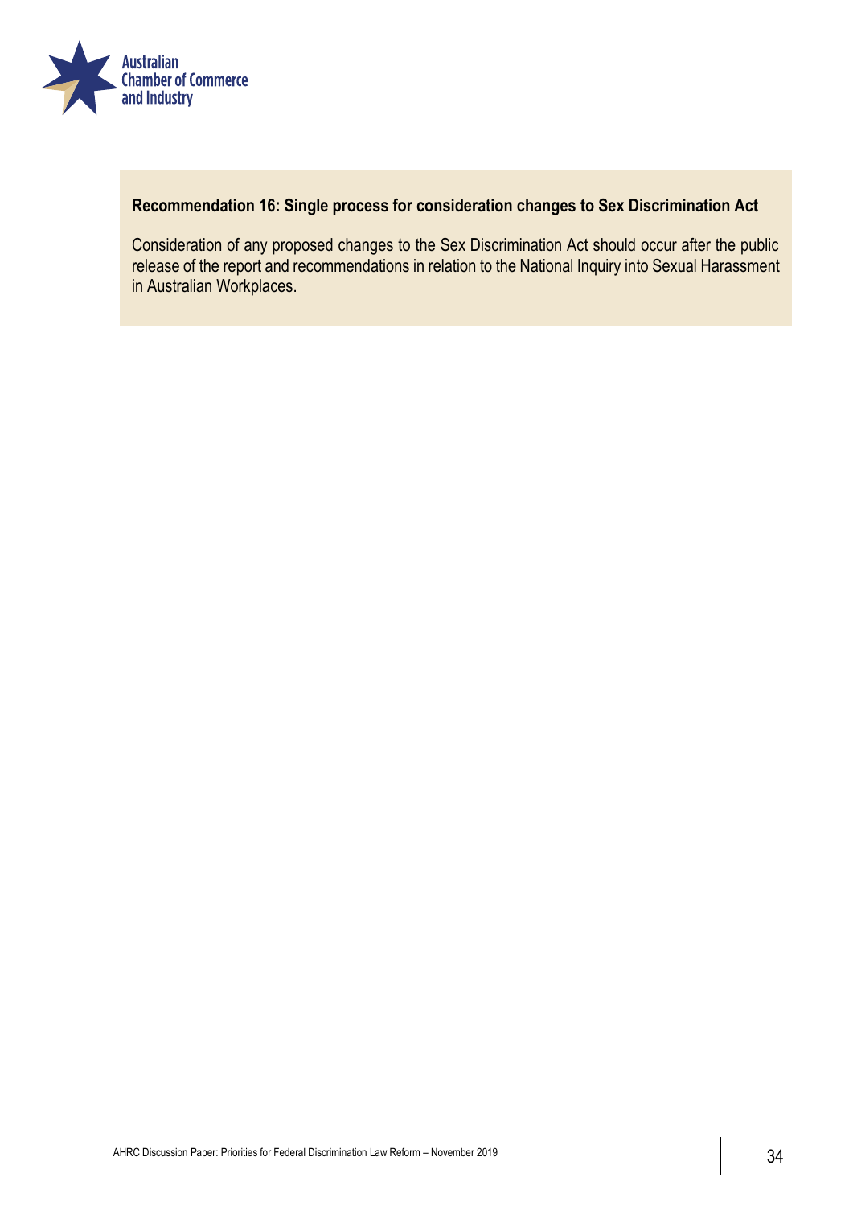**Recommendation 16: Single process for consideration changes to Sex Discrimination Act**

Consideration of any proposed changes to the Sex Discrimination Act should occur after the public release of the report and recommendations in relation to the National Inquiry into Sexual Harassment in Australian Workplaces.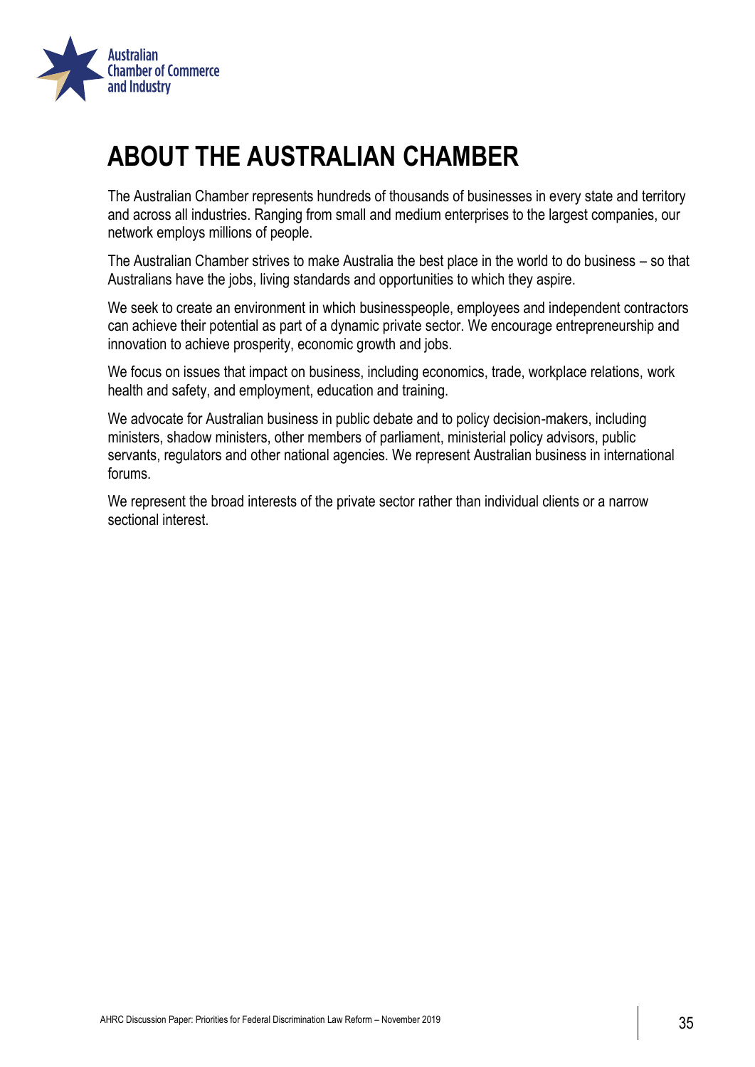# ABOUT THE AUSTRALIAN CHAMBER

The Australian Chamber represents hundreds of thousands of businesses in every state and territory and across all industries. Ranging from small and medium enterprises to the largest companies, our network employs millions of people.

The Australian Chamber strives to make Australia the best place in the world to do business – so that Australians have the jobs, living standards and opportunities to which they aspire.

We seek to create an environment in which businesspeople, employees and independent contractors can achieve their potential as part of a dynamic private sector. We encourage entrepreneurship and innovation to achieve prosperity, economic growth and jobs.

We focus on issues that impact on business, including economics, trade, workplace relations, work health and safety, and employment, education and training.

We advocate for Australian business in public debate and to policy decision-makers, including ministers, shadow ministers, other members of parliament, ministerial policy advisors, public servants, regulators and other national agencies. We represent Australian business in international forums.

We represent the broad interests of the private sector rather than individual clients or a narrow sectional interest.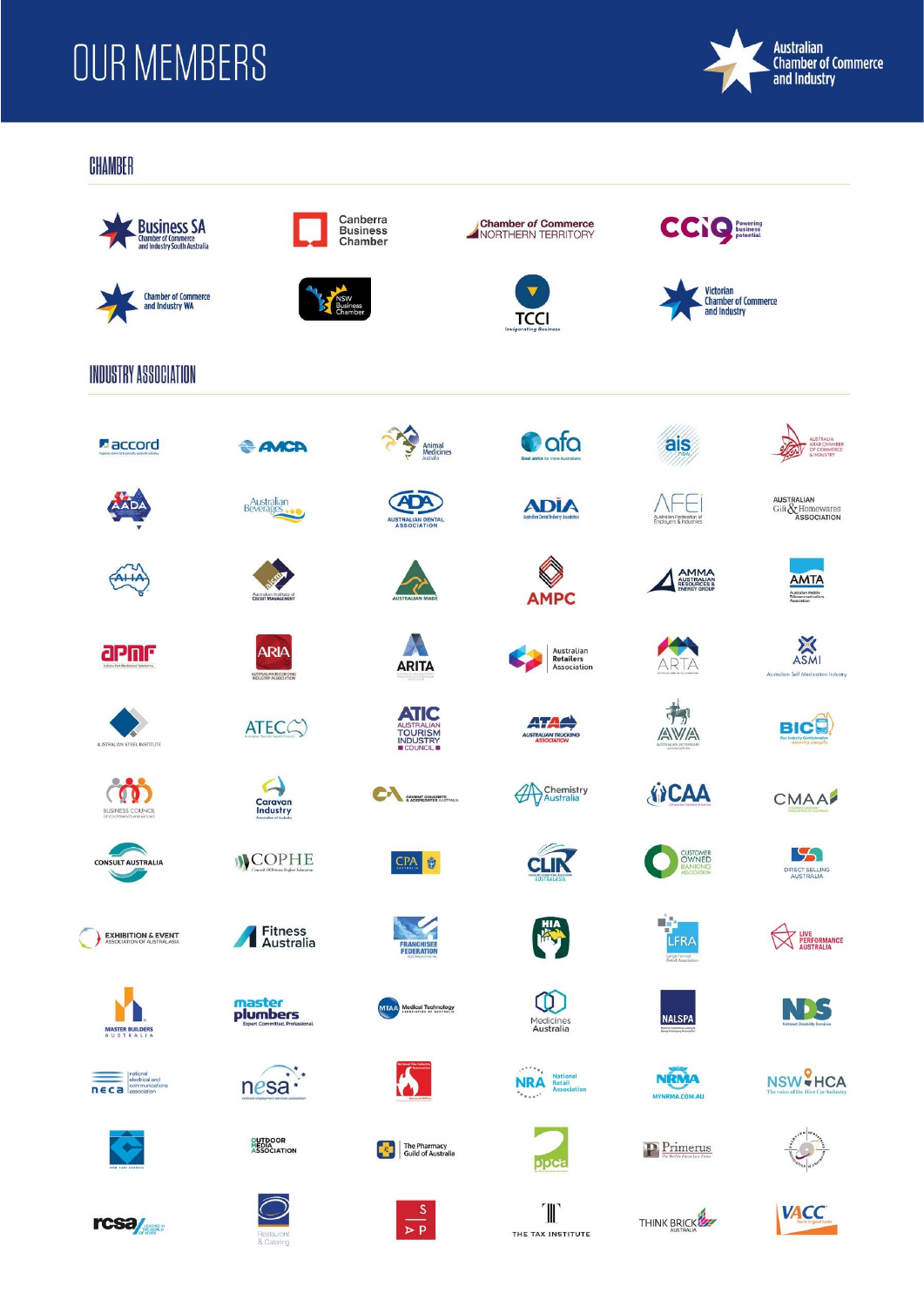# OUR MEMBERS

Australian Chamber of Commerce and Industry

## CHAMBER

Business SA Chamber of Commerce and Industry South Australia

Canberra Business Chamber

Chamber of Commerce NORTHERN TERRITORY

CCIQ Powering business potential

Chamber of Commerce and Industry WA

NSW Business Chamber

TCCI Invigorating Business

Victorian Chamber of Commerce and Industry

## INDUSTRY ASSOCIATION

accord

AMCA

Animal Medicines Australia

afa

ais nsw

Australia Arab Chamber of Commerce & Industry

AADA

Australian Beverages

ADA Australian Dental Association

ADIA

AFEI Australian Federation of Employers & Industries

Australian Gift & Homewares Association

AHA

Australian Institute of Credit Management

Australian Made

AMPC

AMMA Australian Resources & Energy Group

AMTA

apmf

ARIA Australian Recording Industry Association

ARITA

Australian Retailers Association

ARTA

ASMI Australian Self Medication Industry

Australian Steel Institute

ATEC

ATIC Australian Tourism Industry Council

ATA Australian Trucking Association

AVA

BIC

Business Council of Co-operatives and Mutuals

Caravan Industry

CCA Cement Concrete & Aggregates Australia

Chemistry Australia

CAA

CMAA

Consult Australia

COPHE

CPA Australia

CLIA Australasia

Customer Owned Banking Association

Direct Selling Australia

Exhibition & Event Association of Australasia

Fitness Australia

Franchisee Federation

HIA

LFRA

Live Performance Australia

Master Builders Australia

master plumbers Expert. Committed. Professional.

MTAA Medical Technology

Medicines Australia

NALSPA

NDS

neca national electrical and communications association

nesa

National Fire Industry Association

NRA National Retail Association

NRMA

NSW HCA

Outdoor Media Association

The Pharmacy Guild of Australia

ppca

Primerus

rcsa

Restaurant & Catering

SAP

The Tax Institute

Think Brick Australia

VACC